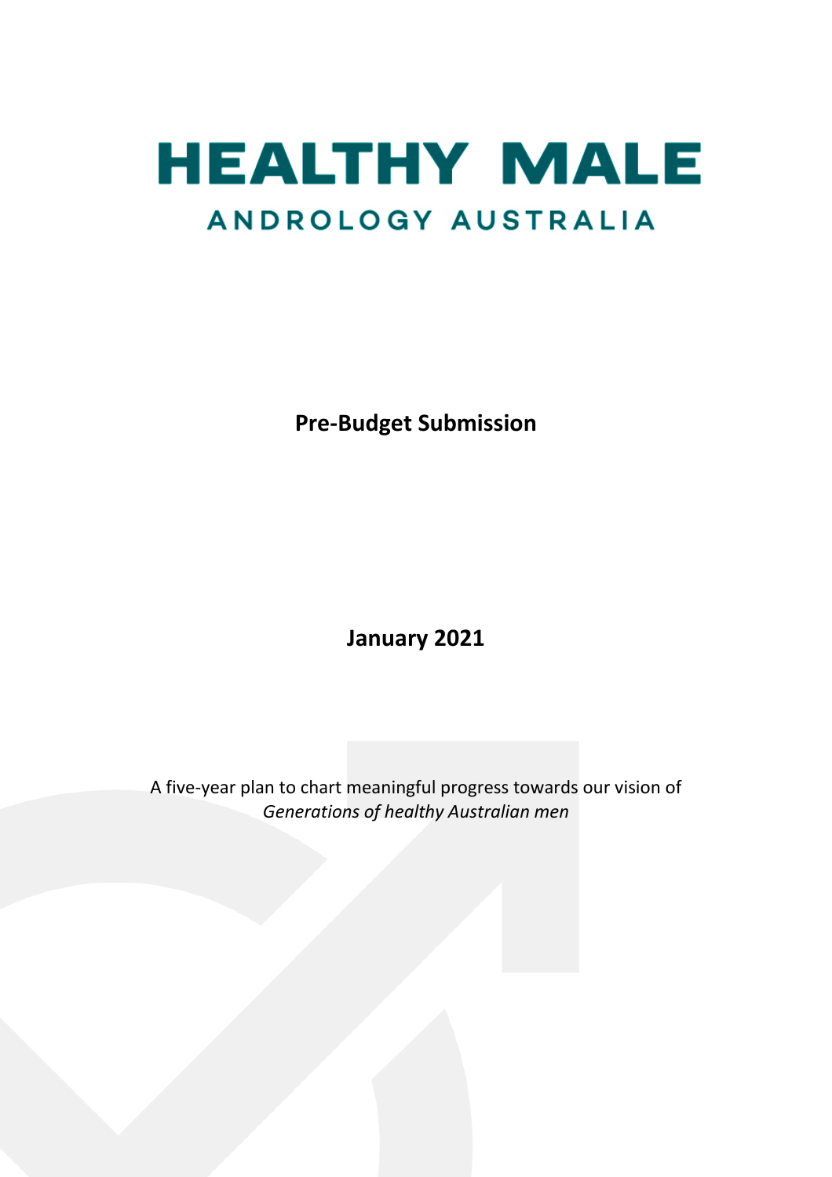# HEALTHY MALE

## ANDROLOGY AUSTRALIA

**Pre-Budget Submission**

**January 2021**

A five-year plan to chart meaningful progress towards our vision of *Generations of healthy Australian men*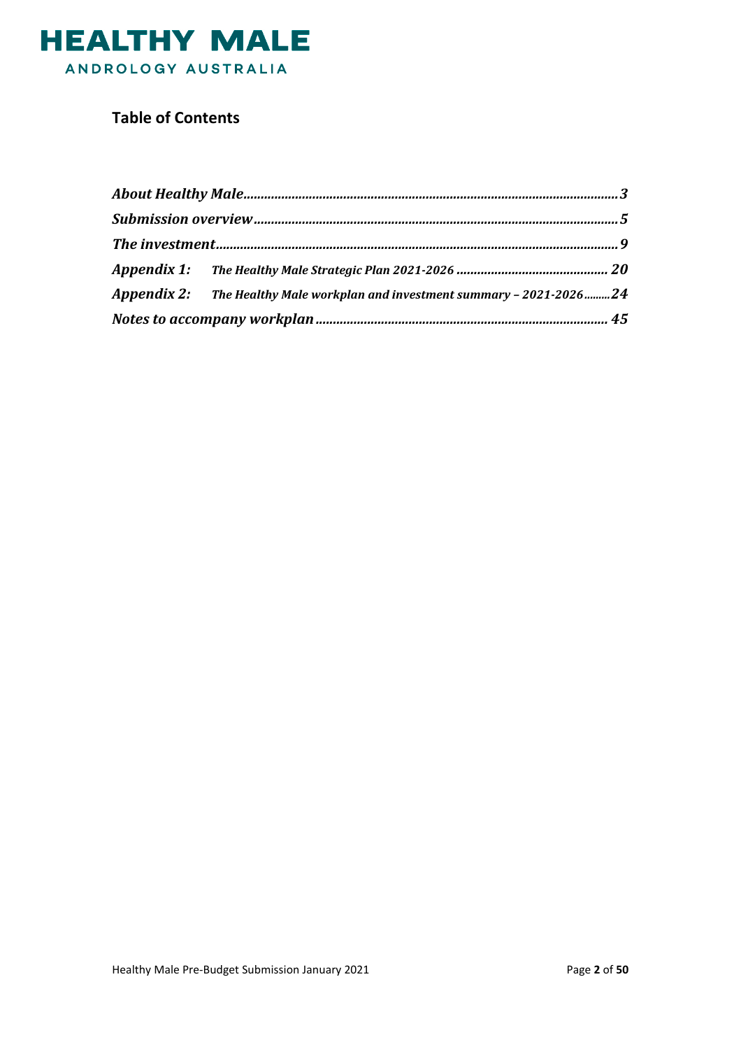## Table of Contents

| | |
|---|---|
| ***About Healthy Male*** | ***3*** |
| ***Submission overview*** | ***5*** |
| ***The investment*** | ***9*** |
| ***Appendix 1:*** ***The Healthy Male Strategic Plan 2021-2026*** | ***20*** |
| ***Appendix 2:*** ***The Healthy Male workplan and investment summary – 2021-2026*** | ***24*** |
| ***Notes to accompany workplan*** | ***45*** |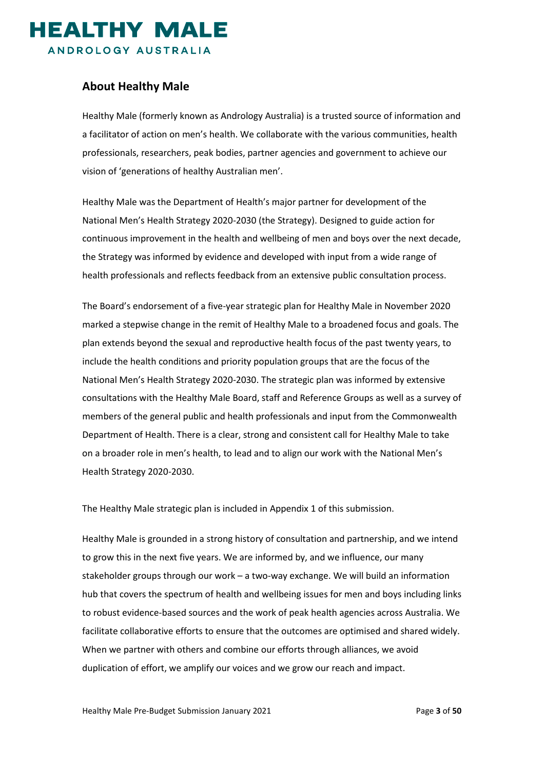## About Healthy Male

Healthy Male (formerly known as Andrology Australia) is a trusted source of information and a facilitator of action on men's health. We collaborate with the various communities, health professionals, researchers, peak bodies, partner agencies and government to achieve our vision of 'generations of healthy Australian men'.

Healthy Male was the Department of Health's major partner for development of the National Men's Health Strategy 2020-2030 (the Strategy). Designed to guide action for continuous improvement in the health and wellbeing of men and boys over the next decade, the Strategy was informed by evidence and developed with input from a wide range of health professionals and reflects feedback from an extensive public consultation process.

The Board's endorsement of a five-year strategic plan for Healthy Male in November 2020 marked a stepwise change in the remit of Healthy Male to a broadened focus and goals. The plan extends beyond the sexual and reproductive health focus of the past twenty years, to include the health conditions and priority population groups that are the focus of the National Men's Health Strategy 2020-2030. The strategic plan was informed by extensive consultations with the Healthy Male Board, staff and Reference Groups as well as a survey of members of the general public and health professionals and input from the Commonwealth Department of Health. There is a clear, strong and consistent call for Healthy Male to take on a broader role in men's health, to lead and to align our work with the National Men's Health Strategy 2020-2030.

The Healthy Male strategic plan is included in Appendix 1 of this submission.

Healthy Male is grounded in a strong history of consultation and partnership, and we intend to grow this in the next five years. We are informed by, and we influence, our many stakeholder groups through our work – a two-way exchange. We will build an information hub that covers the spectrum of health and wellbeing issues for men and boys including links to robust evidence-based sources and the work of peak health agencies across Australia. We facilitate collaborative efforts to ensure that the outcomes are optimised and shared widely. When we partner with others and combine our efforts through alliances, we avoid duplication of effort, we amplify our voices and we grow our reach and impact.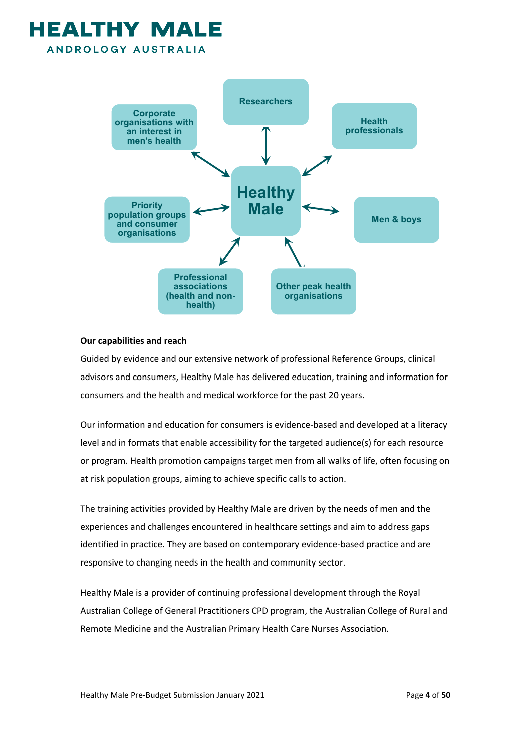Healthy Male

Researchers

Corporate organisations with an interest in men's health

Health professionals

Priority population groups and consumer organisations

Men & boys

Professional associations (health and non-health)

Other peak health organisations

**Our capabilities and reach**

Guided by evidence and our extensive network of professional Reference Groups, clinical advisors and consumers, Healthy Male has delivered education, training and information for consumers and the health and medical workforce for the past 20 years.

Our information and education for consumers is evidence-based and developed at a literacy level and in formats that enable accessibility for the targeted audience(s) for each resource or program. Health promotion campaigns target men from all walks of life, often focusing on at risk population groups, aiming to achieve specific calls to action.

The training activities provided by Healthy Male are driven by the needs of men and the experiences and challenges encountered in healthcare settings and aim to address gaps identified in practice. They are based on contemporary evidence-based practice and are responsive to changing needs in the health and community sector.

Healthy Male is a provider of continuing professional development through the Royal Australian College of General Practitioners CPD program, the Australian College of Rural and Remote Medicine and the Australian Primary Health Care Nurses Association.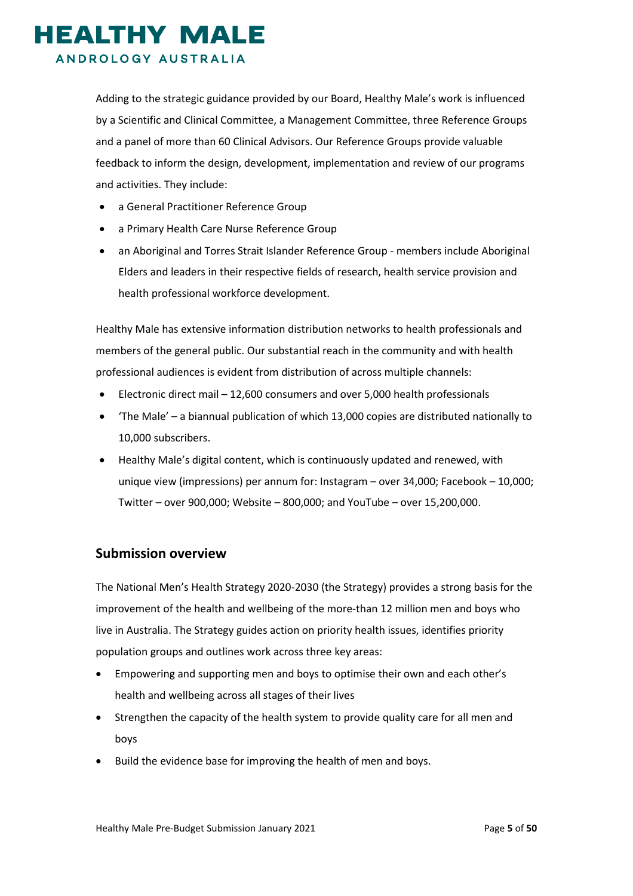Adding to the strategic guidance provided by our Board, Healthy Male's work is influenced by a Scientific and Clinical Committee, a Management Committee, three Reference Groups and a panel of more than 60 Clinical Advisors. Our Reference Groups provide valuable feedback to inform the design, development, implementation and review of our programs and activities. They include:

- a General Practitioner Reference Group
- a Primary Health Care Nurse Reference Group
- an Aboriginal and Torres Strait Islander Reference Group - members include Aboriginal Elders and leaders in their respective fields of research, health service provision and health professional workforce development.

Healthy Male has extensive information distribution networks to health professionals and members of the general public. Our substantial reach in the community and with health professional audiences is evident from distribution of across multiple channels:

- Electronic direct mail – 12,600 consumers and over 5,000 health professionals
- 'The Male' – a biannual publication of which 13,000 copies are distributed nationally to 10,000 subscribers.
- Healthy Male's digital content, which is continuously updated and renewed, with unique view (impressions) per annum for: Instagram – over 34,000; Facebook – 10,000; Twitter – over 900,000; Website – 800,000; and YouTube – over 15,200,000.

## Submission overview

The National Men's Health Strategy 2020-2030 (the Strategy) provides a strong basis for the improvement of the health and wellbeing of the more-than 12 million men and boys who live in Australia. The Strategy guides action on priority health issues, identifies priority population groups and outlines work across three key areas:

- Empowering and supporting men and boys to optimise their own and each other's health and wellbeing across all stages of their lives
- Strengthen the capacity of the health system to provide quality care for all men and boys
- Build the evidence base for improving the health of men and boys.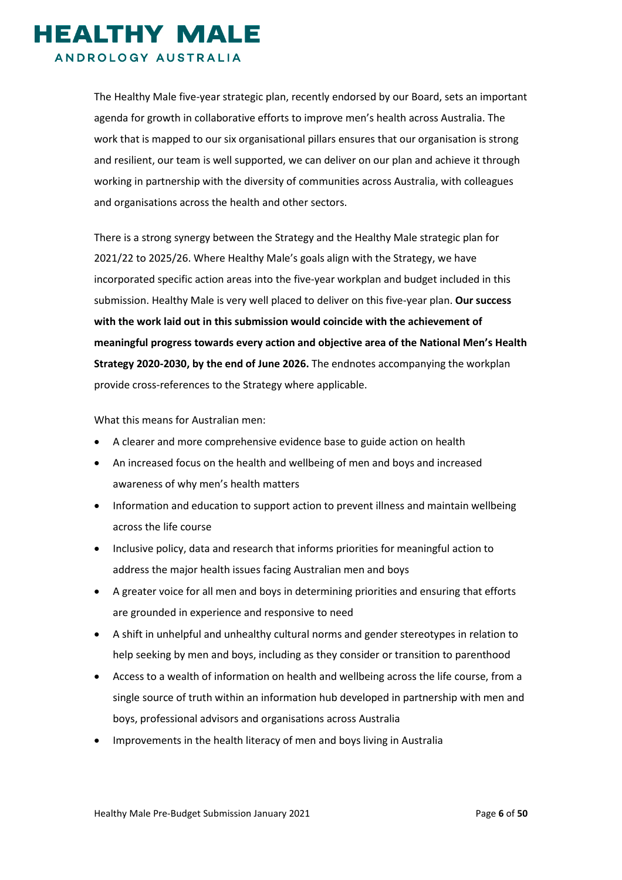The Healthy Male five-year strategic plan, recently endorsed by our Board, sets an important agenda for growth in collaborative efforts to improve men's health across Australia. The work that is mapped to our six organisational pillars ensures that our organisation is strong and resilient, our team is well supported, we can deliver on our plan and achieve it through working in partnership with the diversity of communities across Australia, with colleagues and organisations across the health and other sectors.

There is a strong synergy between the Strategy and the Healthy Male strategic plan for 2021/22 to 2025/26. Where Healthy Male's goals align with the Strategy, we have incorporated specific action areas into the five-year workplan and budget included in this submission. Healthy Male is very well placed to deliver on this five-year plan. **Our success with the work laid out in this submission would coincide with the achievement of meaningful progress towards every action and objective area of the National Men's Health Strategy 2020-2030, by the end of June 2026.** The endnotes accompanying the workplan provide cross-references to the Strategy where applicable.

What this means for Australian men:

- A clearer and more comprehensive evidence base to guide action on health
- An increased focus on the health and wellbeing of men and boys and increased awareness of why men's health matters
- Information and education to support action to prevent illness and maintain wellbeing across the life course
- Inclusive policy, data and research that informs priorities for meaningful action to address the major health issues facing Australian men and boys
- A greater voice for all men and boys in determining priorities and ensuring that efforts are grounded in experience and responsive to need
- A shift in unhelpful and unhealthy cultural norms and gender stereotypes in relation to help seeking by men and boys, including as they consider or transition to parenthood
- Access to a wealth of information on health and wellbeing across the life course, from a single source of truth within an information hub developed in partnership with men and boys, professional advisors and organisations across Australia
- Improvements in the health literacy of men and boys living in Australia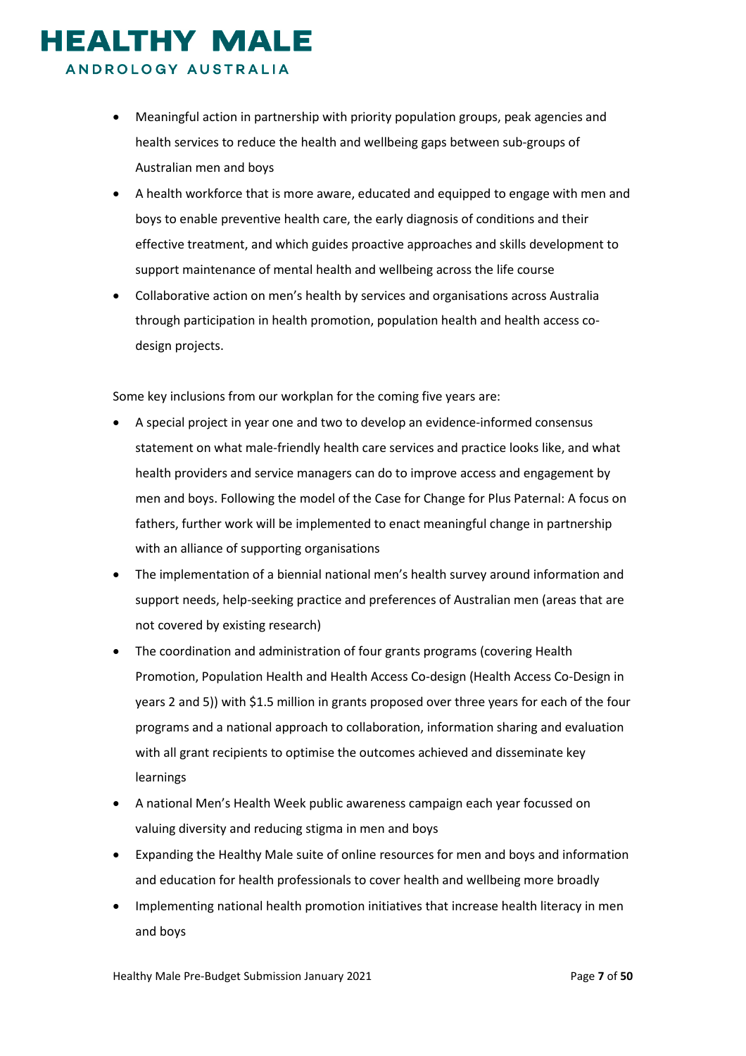- Meaningful action in partnership with priority population groups, peak agencies and health services to reduce the health and wellbeing gaps between sub-groups of Australian men and boys
- A health workforce that is more aware, educated and equipped to engage with men and boys to enable preventive health care, the early diagnosis of conditions and their effective treatment, and which guides proactive approaches and skills development to support maintenance of mental health and wellbeing across the life course
- Collaborative action on men's health by services and organisations across Australia through participation in health promotion, population health and health access co-design projects.

Some key inclusions from our workplan for the coming five years are:

- A special project in year one and two to develop an evidence-informed consensus statement on what male-friendly health care services and practice looks like, and what health providers and service managers can do to improve access and engagement by men and boys. Following the model of the Case for Change for Plus Paternal: A focus on fathers, further work will be implemented to enact meaningful change in partnership with an alliance of supporting organisations
- The implementation of a biennial national men's health survey around information and support needs, help-seeking practice and preferences of Australian men (areas that are not covered by existing research)
- The coordination and administration of four grants programs (covering Health Promotion, Population Health and Health Access Co-design (Health Access Co-Design in years 2 and 5)) with $1.5 million in grants proposed over three years for each of the four programs and a national approach to collaboration, information sharing and evaluation with all grant recipients to optimise the outcomes achieved and disseminate key learnings
- A national Men's Health Week public awareness campaign each year focussed on valuing diversity and reducing stigma in men and boys
- Expanding the Healthy Male suite of online resources for men and boys and information and education for health professionals to cover health and wellbeing more broadly
- Implementing national health promotion initiatives that increase health literacy in men and boys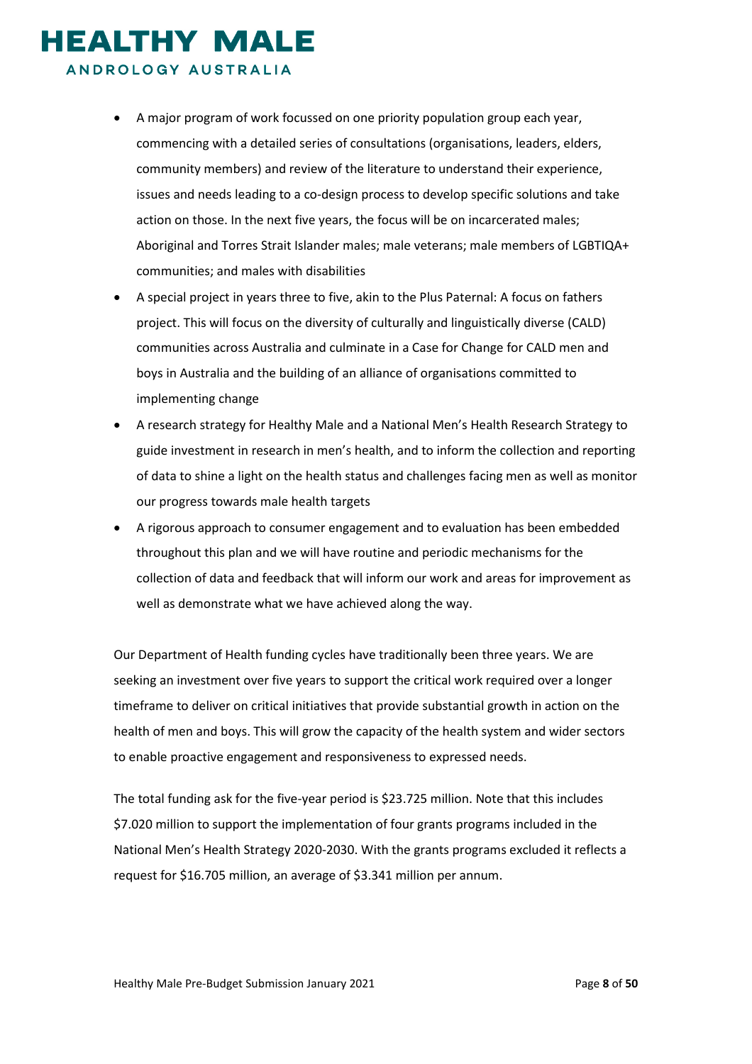- A major program of work focussed on one priority population group each year, commencing with a detailed series of consultations (organisations, leaders, elders, community members) and review of the literature to understand their experience, issues and needs leading to a co-design process to develop specific solutions and take action on those. In the next five years, the focus will be on incarcerated males; Aboriginal and Torres Strait Islander males; male veterans; male members of LGBTIQA+ communities; and males with disabilities
- A special project in years three to five, akin to the Plus Paternal: A focus on fathers project. This will focus on the diversity of culturally and linguistically diverse (CALD) communities across Australia and culminate in a Case for Change for CALD men and boys in Australia and the building of an alliance of organisations committed to implementing change
- A research strategy for Healthy Male and a National Men's Health Research Strategy to guide investment in research in men's health, and to inform the collection and reporting of data to shine a light on the health status and challenges facing men as well as monitor our progress towards male health targets
- A rigorous approach to consumer engagement and to evaluation has been embedded throughout this plan and we will have routine and periodic mechanisms for the collection of data and feedback that will inform our work and areas for improvement as well as demonstrate what we have achieved along the way.

Our Department of Health funding cycles have traditionally been three years. We are seeking an investment over five years to support the critical work required over a longer timeframe to deliver on critical initiatives that provide substantial growth in action on the health of men and boys. This will grow the capacity of the health system and wider sectors to enable proactive engagement and responsiveness to expressed needs.

The total funding ask for the five-year period is $23.725 million. Note that this includes $7.020 million to support the implementation of four grants programs included in the National Men's Health Strategy 2020-2030. With the grants programs excluded it reflects a request for $16.705 million, an average of $3.341 million per annum.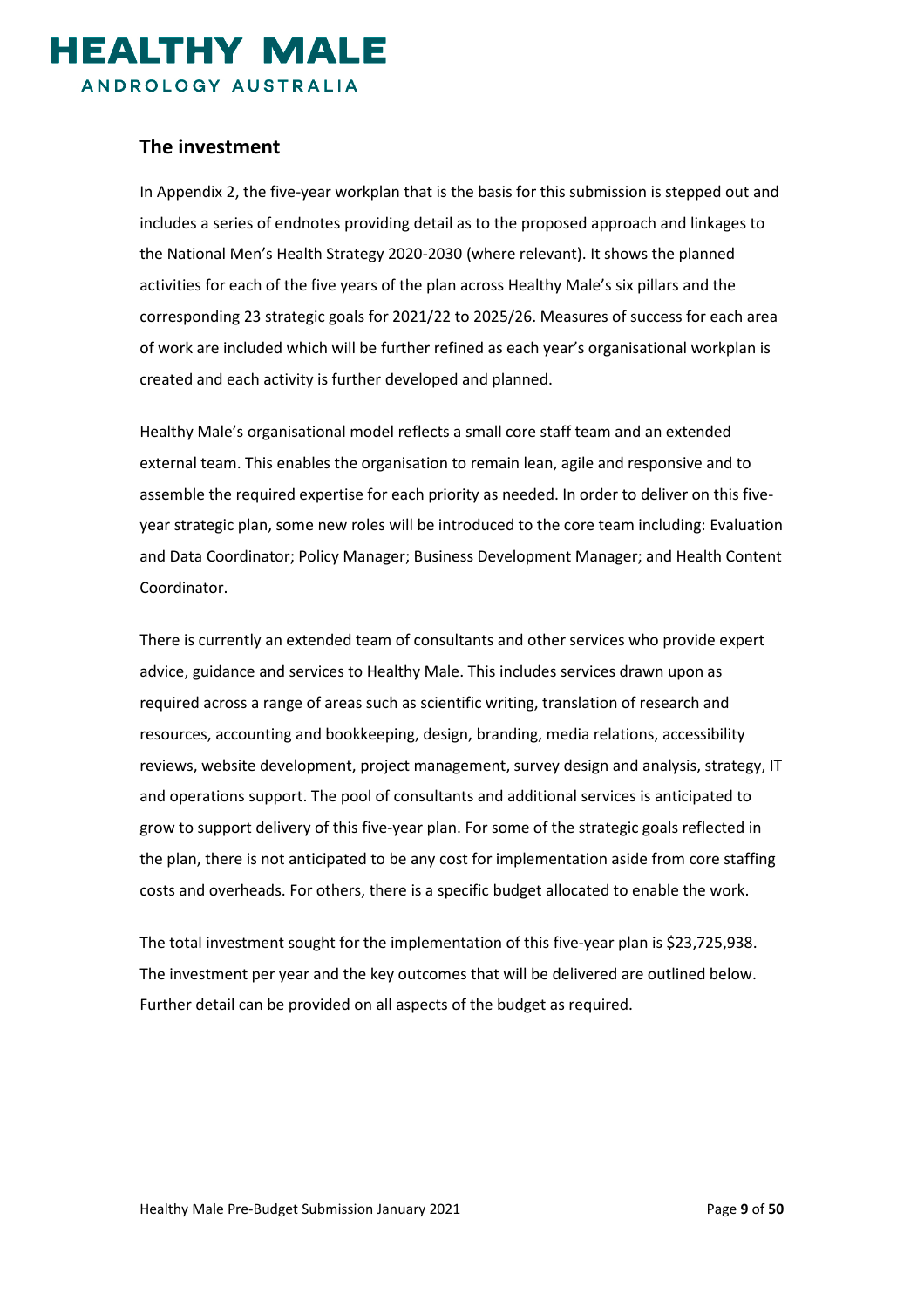## The investment

In Appendix 2, the five-year workplan that is the basis for this submission is stepped out and includes a series of endnotes providing detail as to the proposed approach and linkages to the National Men's Health Strategy 2020-2030 (where relevant). It shows the planned activities for each of the five years of the plan across Healthy Male's six pillars and the corresponding 23 strategic goals for 2021/22 to 2025/26. Measures of success for each area of work are included which will be further refined as each year's organisational workplan is created and each activity is further developed and planned.

Healthy Male's organisational model reflects a small core staff team and an extended external team. This enables the organisation to remain lean, agile and responsive and to assemble the required expertise for each priority as needed. In order to deliver on this five-year strategic plan, some new roles will be introduced to the core team including: Evaluation and Data Coordinator; Policy Manager; Business Development Manager; and Health Content Coordinator.

There is currently an extended team of consultants and other services who provide expert advice, guidance and services to Healthy Male. This includes services drawn upon as required across a range of areas such as scientific writing, translation of research and resources, accounting and bookkeeping, design, branding, media relations, accessibility reviews, website development, project management, survey design and analysis, strategy, IT and operations support. The pool of consultants and additional services is anticipated to grow to support delivery of this five-year plan. For some of the strategic goals reflected in the plan, there is not anticipated to be any cost for implementation aside from core staffing costs and overheads. For others, there is a specific budget allocated to enable the work.

The total investment sought for the implementation of this five-year plan is $23,725,938. The investment per year and the key outcomes that will be delivered are outlined below. Further detail can be provided on all aspects of the budget as required.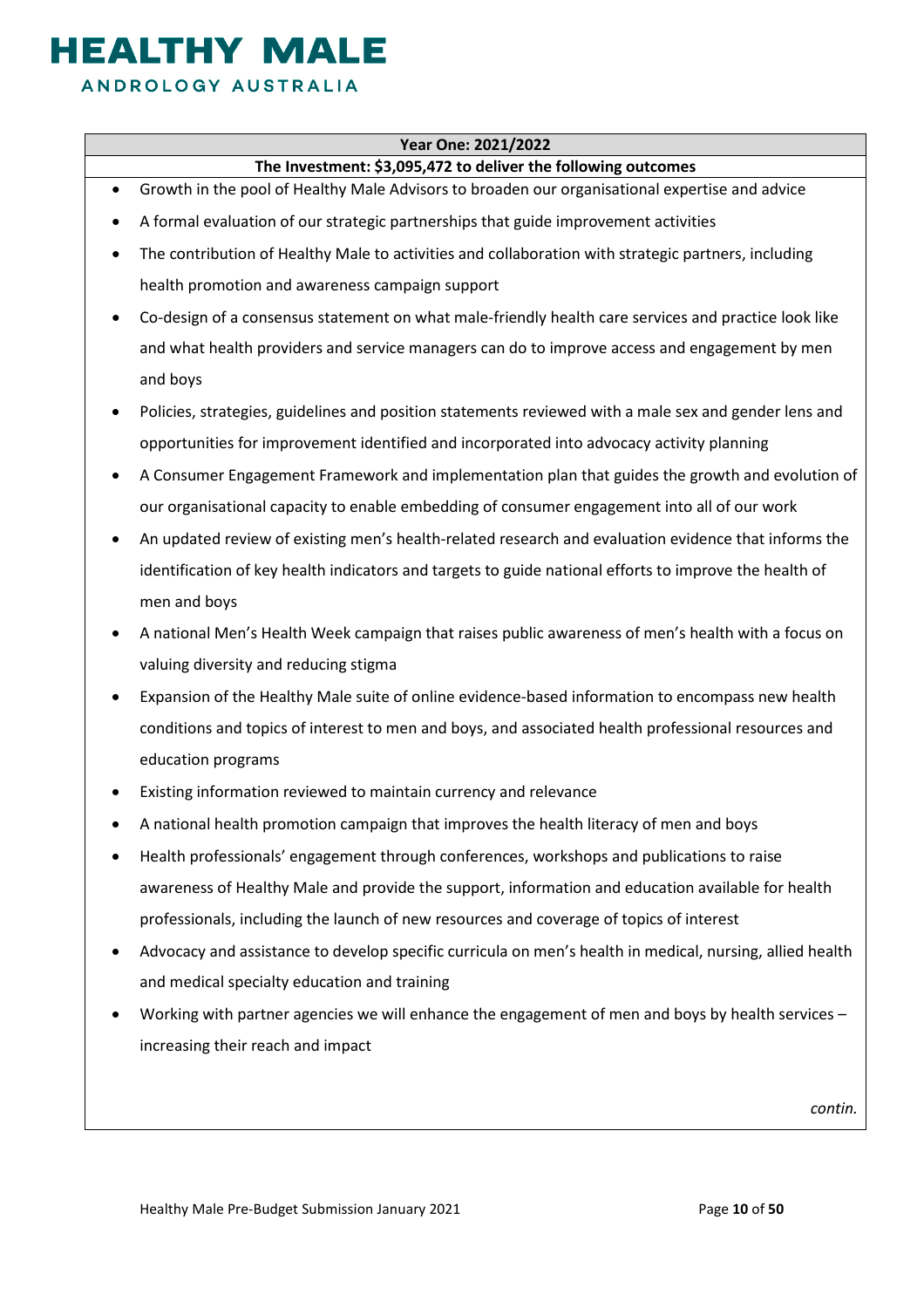| Year One: 2021/2022 |
|---|
| **The Investment: $3,095,472 to deliver the following outcomes** |

- Growth in the pool of Healthy Male Advisors to broaden our organisational expertise and advice
- A formal evaluation of our strategic partnerships that guide improvement activities
- The contribution of Healthy Male to activities and collaboration with strategic partners, including health promotion and awareness campaign support
- Co-design of a consensus statement on what male-friendly health care services and practice look like and what health providers and service managers can do to improve access and engagement by men and boys
- Policies, strategies, guidelines and position statements reviewed with a male sex and gender lens and opportunities for improvement identified and incorporated into advocacy activity planning
- A Consumer Engagement Framework and implementation plan that guides the growth and evolution of our organisational capacity to enable embedding of consumer engagement into all of our work
- An updated review of existing men's health-related research and evaluation evidence that informs the identification of key health indicators and targets to guide national efforts to improve the health of men and boys
- A national Men's Health Week campaign that raises public awareness of men's health with a focus on valuing diversity and reducing stigma
- Expansion of the Healthy Male suite of online evidence-based information to encompass new health conditions and topics of interest to men and boys, and associated health professional resources and education programs
- Existing information reviewed to maintain currency and relevance
- A national health promotion campaign that improves the health literacy of men and boys
- Health professionals' engagement through conferences, workshops and publications to raise awareness of Healthy Male and provide the support, information and education available for health professionals, including the launch of new resources and coverage of topics of interest
- Advocacy and assistance to develop specific curricula on men's health in medical, nursing, allied health and medical specialty education and training
- Working with partner agencies we will enhance the engagement of men and boys by health services – increasing their reach and impact

*contin.*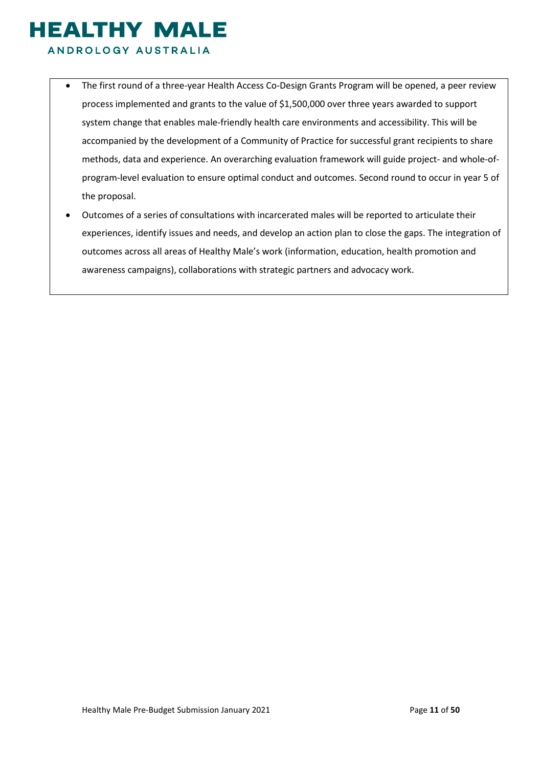- The first round of a three-year Health Access Co-Design Grants Program will be opened, a peer review process implemented and grants to the value of $1,500,000 over three years awarded to support system change that enables male-friendly health care environments and accessibility. This will be accompanied by the development of a Community of Practice for successful grant recipients to share methods, data and experience. An overarching evaluation framework will guide project- and whole-of-program-level evaluation to ensure optimal conduct and outcomes. Second round to occur in year 5 of the proposal.
- Outcomes of a series of consultations with incarcerated males will be reported to articulate their experiences, identify issues and needs, and develop an action plan to close the gaps. The integration of outcomes across all areas of Healthy Male's work (information, education, health promotion and awareness campaigns), collaborations with strategic partners and advocacy work.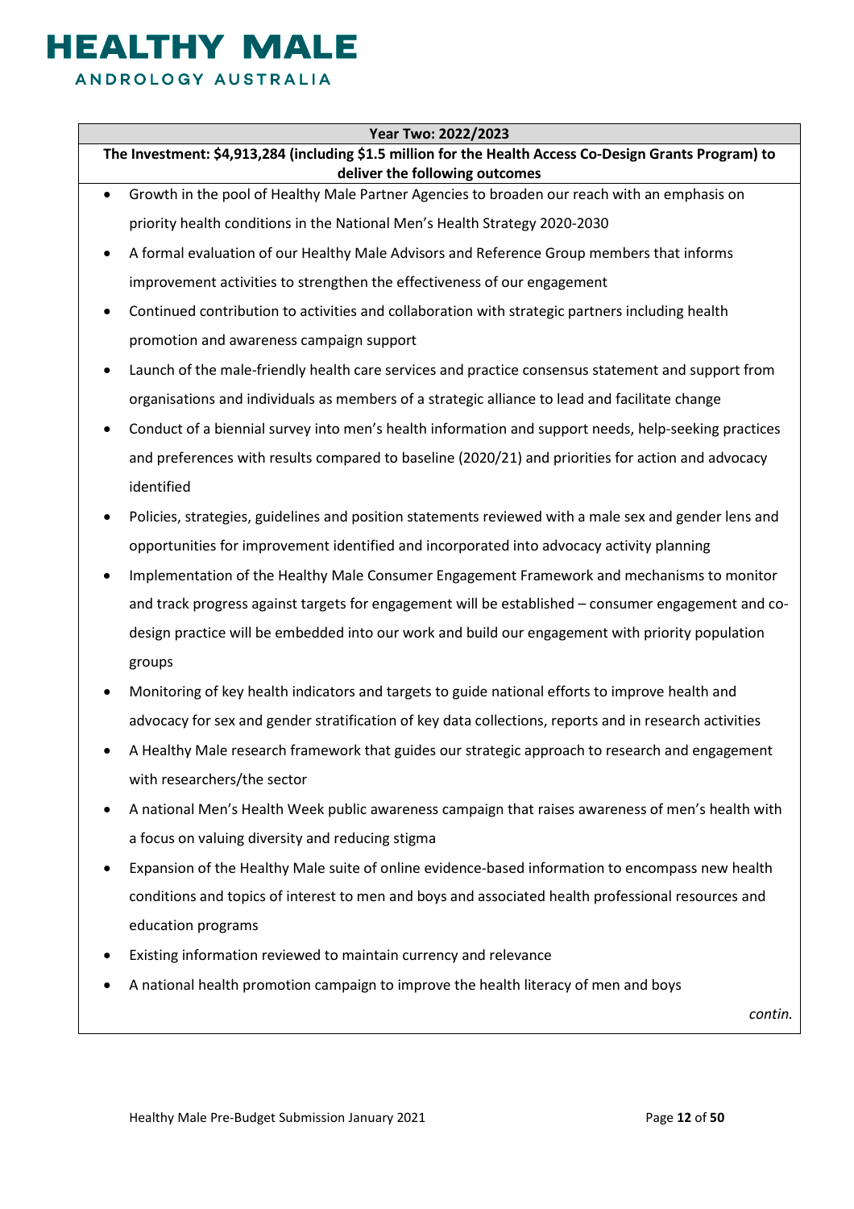**Year Two: 2022/2023**

**The Investment: $4,913,284 (including $1.5 million for the Health Access Co-Design Grants Program) to deliver the following outcomes**

- Growth in the pool of Healthy Male Partner Agencies to broaden our reach with an emphasis on priority health conditions in the National Men's Health Strategy 2020-2030
- A formal evaluation of our Healthy Male Advisors and Reference Group members that informs improvement activities to strengthen the effectiveness of our engagement
- Continued contribution to activities and collaboration with strategic partners including health promotion and awareness campaign support
- Launch of the male-friendly health care services and practice consensus statement and support from organisations and individuals as members of a strategic alliance to lead and facilitate change
- Conduct of a biennial survey into men's health information and support needs, help-seeking practices and preferences with results compared to baseline (2020/21) and priorities for action and advocacy identified
- Policies, strategies, guidelines and position statements reviewed with a male sex and gender lens and opportunities for improvement identified and incorporated into advocacy activity planning
- Implementation of the Healthy Male Consumer Engagement Framework and mechanisms to monitor and track progress against targets for engagement will be established – consumer engagement and co-design practice will be embedded into our work and build our engagement with priority population groups
- Monitoring of key health indicators and targets to guide national efforts to improve health and advocacy for sex and gender stratification of key data collections, reports and in research activities
- A Healthy Male research framework that guides our strategic approach to research and engagement with researchers/the sector
- A national Men's Health Week public awareness campaign that raises awareness of men's health with a focus on valuing diversity and reducing stigma
- Expansion of the Healthy Male suite of online evidence-based information to encompass new health conditions and topics of interest to men and boys and associated health professional resources and education programs
- Existing information reviewed to maintain currency and relevance
- A national health promotion campaign to improve the health literacy of men and boys

*contin.*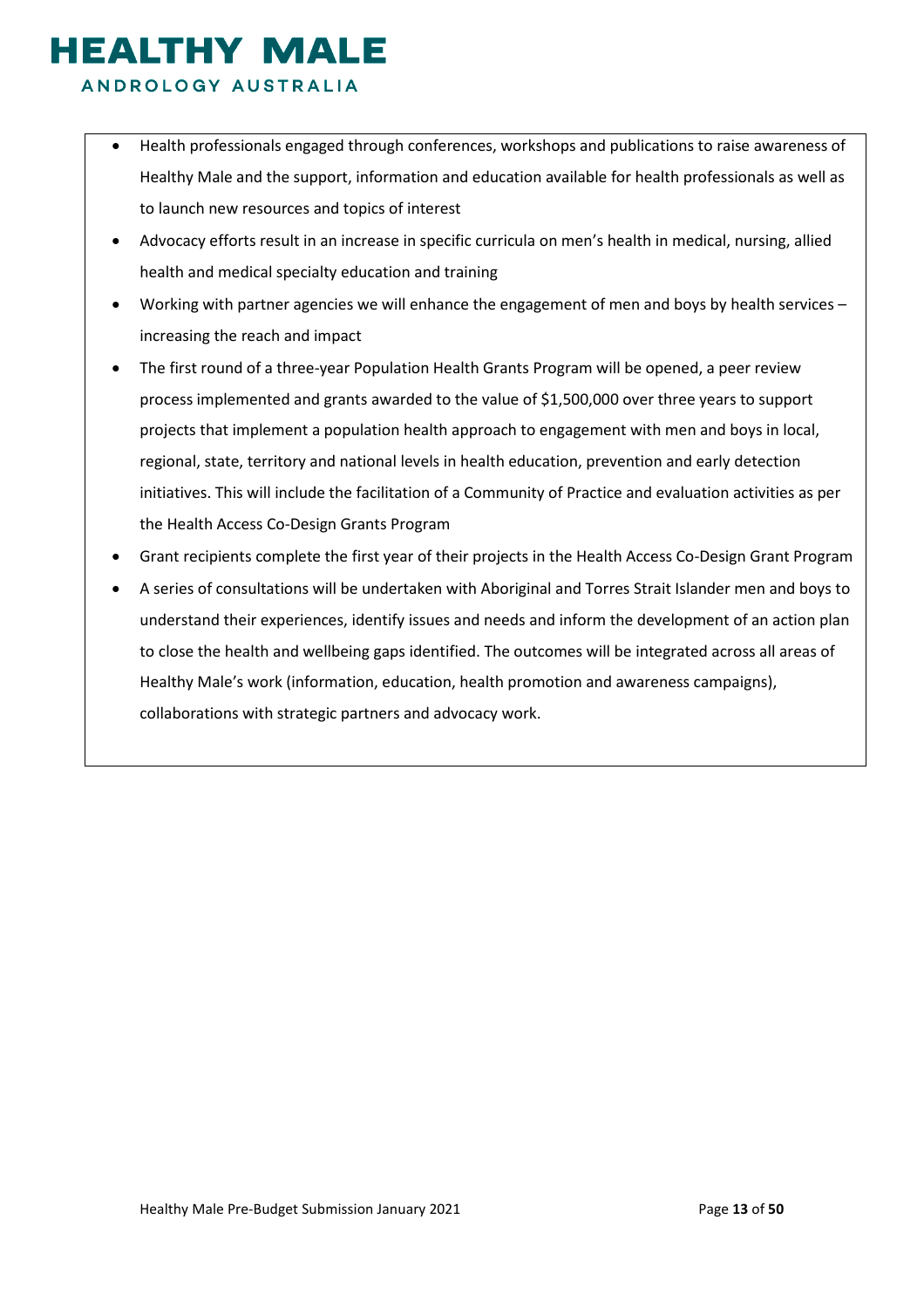- Health professionals engaged through conferences, workshops and publications to raise awareness of Healthy Male and the support, information and education available for health professionals as well as to launch new resources and topics of interest
- Advocacy efforts result in an increase in specific curricula on men's health in medical, nursing, allied health and medical specialty education and training
- Working with partner agencies we will enhance the engagement of men and boys by health services – increasing the reach and impact
- The first round of a three-year Population Health Grants Program will be opened, a peer review process implemented and grants awarded to the value of $1,500,000 over three years to support projects that implement a population health approach to engagement with men and boys in local, regional, state, territory and national levels in health education, prevention and early detection initiatives. This will include the facilitation of a Community of Practice and evaluation activities as per the Health Access Co-Design Grants Program
- Grant recipients complete the first year of their projects in the Health Access Co-Design Grant Program
- A series of consultations will be undertaken with Aboriginal and Torres Strait Islander men and boys to understand their experiences, identify issues and needs and inform the development of an action plan to close the health and wellbeing gaps identified. The outcomes will be integrated across all areas of Healthy Male's work (information, education, health promotion and awareness campaigns), collaborations with strategic partners and advocacy work.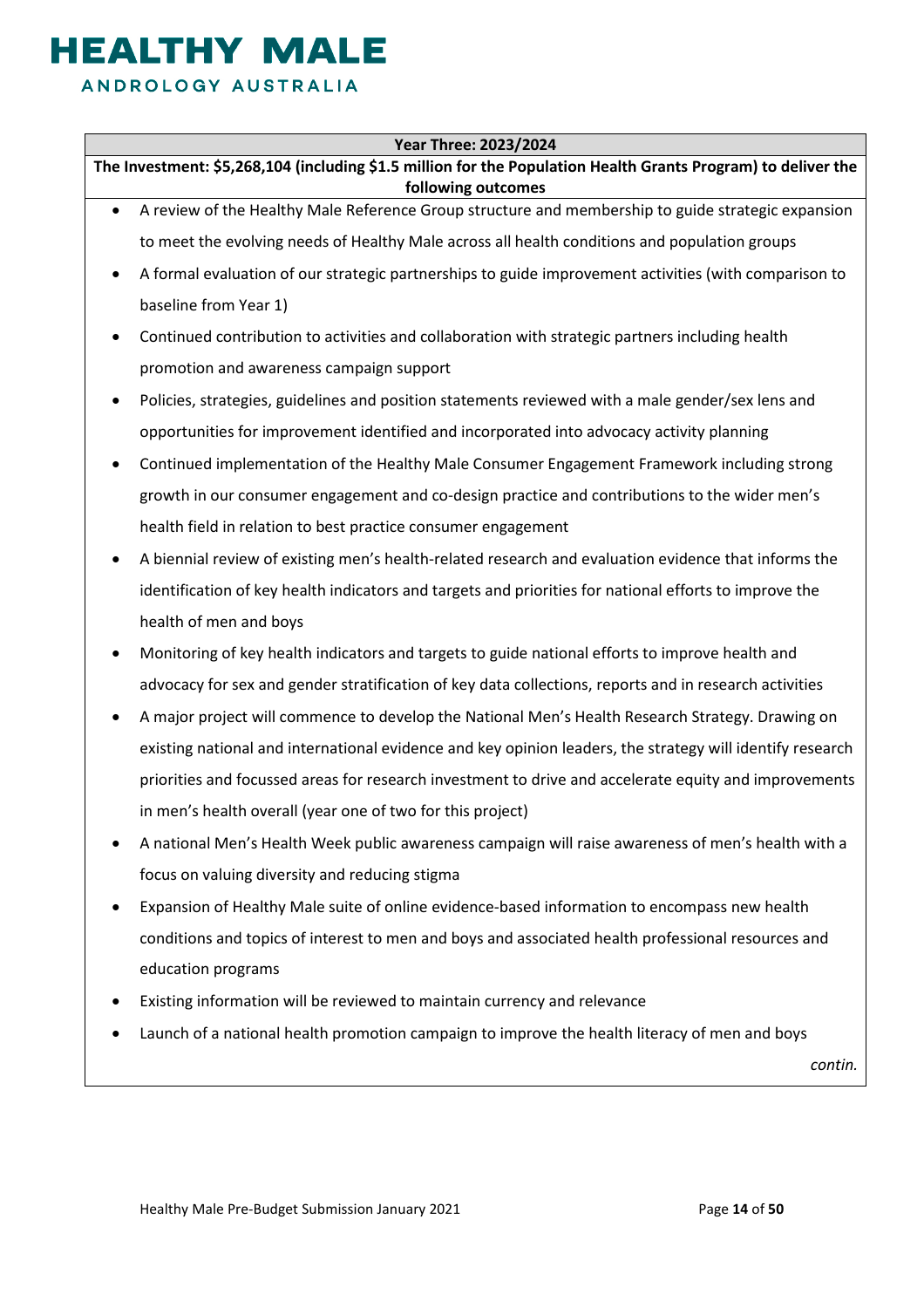| **Year Three: 2023/2024** |
|---|
| **The Investment: $5,268,104 (including $1.5 million for the Population Health Grants Program) to deliver the following outcomes** |
| • A review of the Healthy Male Reference Group structure and membership to guide strategic expansion to meet the evolving needs of Healthy Male across all health conditions and population groups<br>• A formal evaluation of our strategic partnerships to guide improvement activities (with comparison to baseline from Year 1)<br>• Continued contribution to activities and collaboration with strategic partners including health promotion and awareness campaign support<br>• Policies, strategies, guidelines and position statements reviewed with a male gender/sex lens and opportunities for improvement identified and incorporated into advocacy activity planning<br>• Continued implementation of the Healthy Male Consumer Engagement Framework including strong growth in our consumer engagement and co-design practice and contributions to the wider men's health field in relation to best practice consumer engagement<br>• A biennial review of existing men's health-related research and evaluation evidence that informs the identification of key health indicators and targets and priorities for national efforts to improve the health of men and boys<br>• Monitoring of key health indicators and targets to guide national efforts to improve health and advocacy for sex and gender stratification of key data collections, reports and in research activities<br>• A major project will commence to develop the National Men's Health Research Strategy. Drawing on existing national and international evidence and key opinion leaders, the strategy will identify research priorities and focussed areas for research investment to drive and accelerate equity and improvements in men's health overall (year one of two for this project)<br>• A national Men's Health Week public awareness campaign will raise awareness of men's health with a focus on valuing diversity and reducing stigma<br>• Expansion of Healthy Male suite of online evidence-based information to encompass new health conditions and topics of interest to men and boys and associated health professional resources and education programs<br>• Existing information will be reviewed to maintain currency and relevance<br>• Launch of a national health promotion campaign to improve the health literacy of men and boys<br>*contin.* |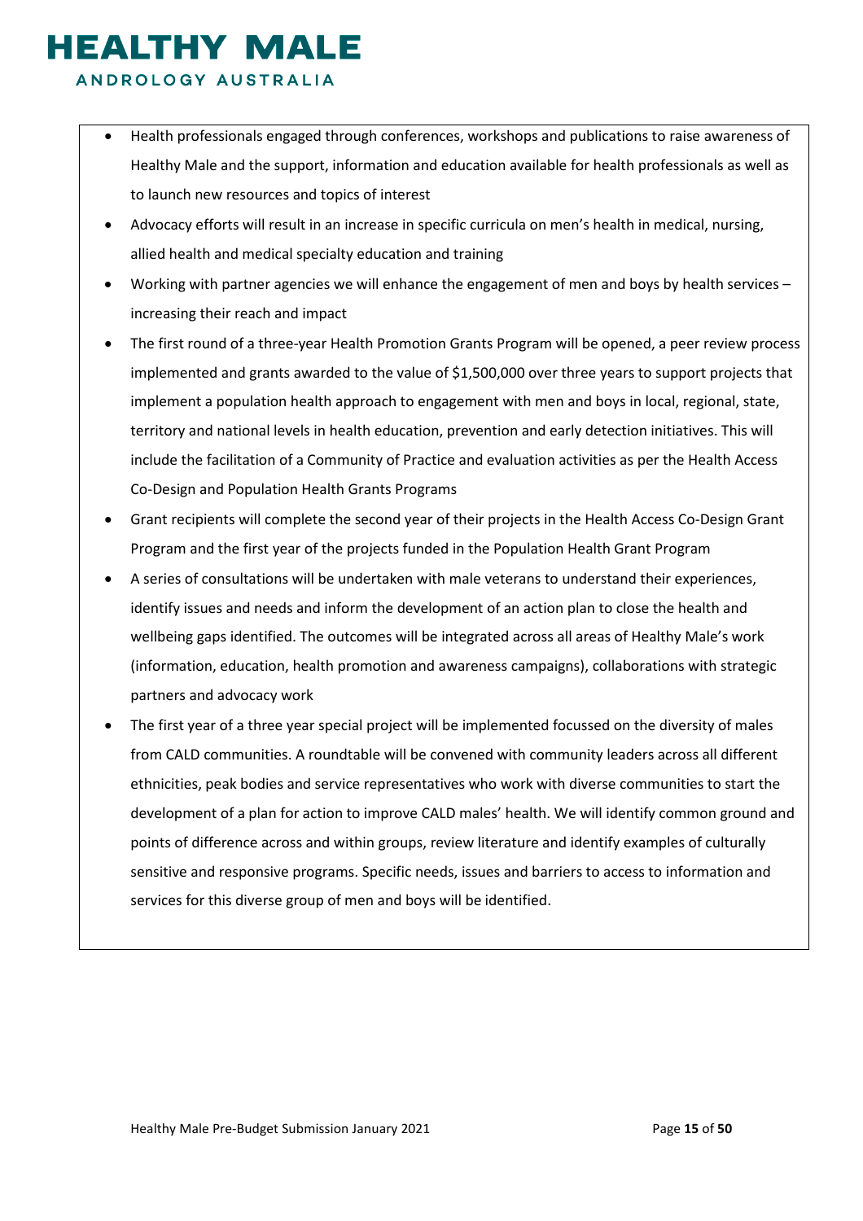- Health professionals engaged through conferences, workshops and publications to raise awareness of Healthy Male and the support, information and education available for health professionals as well as to launch new resources and topics of interest
- Advocacy efforts will result in an increase in specific curricula on men's health in medical, nursing, allied health and medical specialty education and training
- Working with partner agencies we will enhance the engagement of men and boys by health services – increasing their reach and impact
- The first round of a three-year Health Promotion Grants Program will be opened, a peer review process implemented and grants awarded to the value of $1,500,000 over three years to support projects that implement a population health approach to engagement with men and boys in local, regional, state, territory and national levels in health education, prevention and early detection initiatives. This will include the facilitation of a Community of Practice and evaluation activities as per the Health Access Co-Design and Population Health Grants Programs
- Grant recipients will complete the second year of their projects in the Health Access Co-Design Grant Program and the first year of the projects funded in the Population Health Grant Program
- A series of consultations will be undertaken with male veterans to understand their experiences, identify issues and needs and inform the development of an action plan to close the health and wellbeing gaps identified. The outcomes will be integrated across all areas of Healthy Male's work (information, education, health promotion and awareness campaigns), collaborations with strategic partners and advocacy work
- The first year of a three year special project will be implemented focussed on the diversity of males from CALD communities. A roundtable will be convened with community leaders across all different ethnicities, peak bodies and service representatives who work with diverse communities to start the development of a plan for action to improve CALD males' health. We will identify common ground and points of difference across and within groups, review literature and identify examples of culturally sensitive and responsive programs. Specific needs, issues and barriers to access to information and services for this diverse group of men and boys will be identified.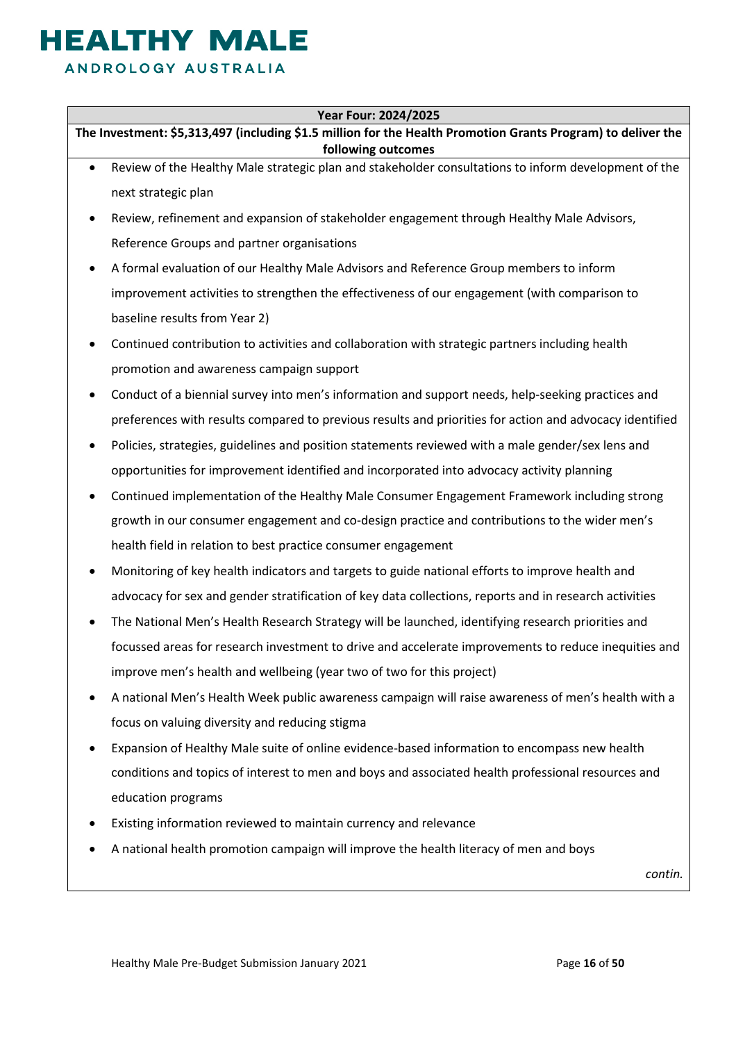| Year Four: 2024/2025 |
|---|
| **The Investment: $5,313,497 (including $1.5 million for the Health Promotion Grants Program) to deliver the following outcomes** |

- Review of the Healthy Male strategic plan and stakeholder consultations to inform development of the next strategic plan
- Review, refinement and expansion of stakeholder engagement through Healthy Male Advisors, Reference Groups and partner organisations
- A formal evaluation of our Healthy Male Advisors and Reference Group members to inform improvement activities to strengthen the effectiveness of our engagement (with comparison to baseline results from Year 2)
- Continued contribution to activities and collaboration with strategic partners including health promotion and awareness campaign support
- Conduct of a biennial survey into men's information and support needs, help-seeking practices and preferences with results compared to previous results and priorities for action and advocacy identified
- Policies, strategies, guidelines and position statements reviewed with a male gender/sex lens and opportunities for improvement identified and incorporated into advocacy activity planning
- Continued implementation of the Healthy Male Consumer Engagement Framework including strong growth in our consumer engagement and co-design practice and contributions to the wider men's health field in relation to best practice consumer engagement
- Monitoring of key health indicators and targets to guide national efforts to improve health and advocacy for sex and gender stratification of key data collections, reports and in research activities
- The National Men's Health Research Strategy will be launched, identifying research priorities and focussed areas for research investment to drive and accelerate improvements to reduce inequities and improve men's health and wellbeing (year two of two for this project)
- A national Men's Health Week public awareness campaign will raise awareness of men's health with a focus on valuing diversity and reducing stigma
- Expansion of Healthy Male suite of online evidence-based information to encompass new health conditions and topics of interest to men and boys and associated health professional resources and education programs
- Existing information reviewed to maintain currency and relevance
- A national health promotion campaign will improve the health literacy of men and boys

*contin.*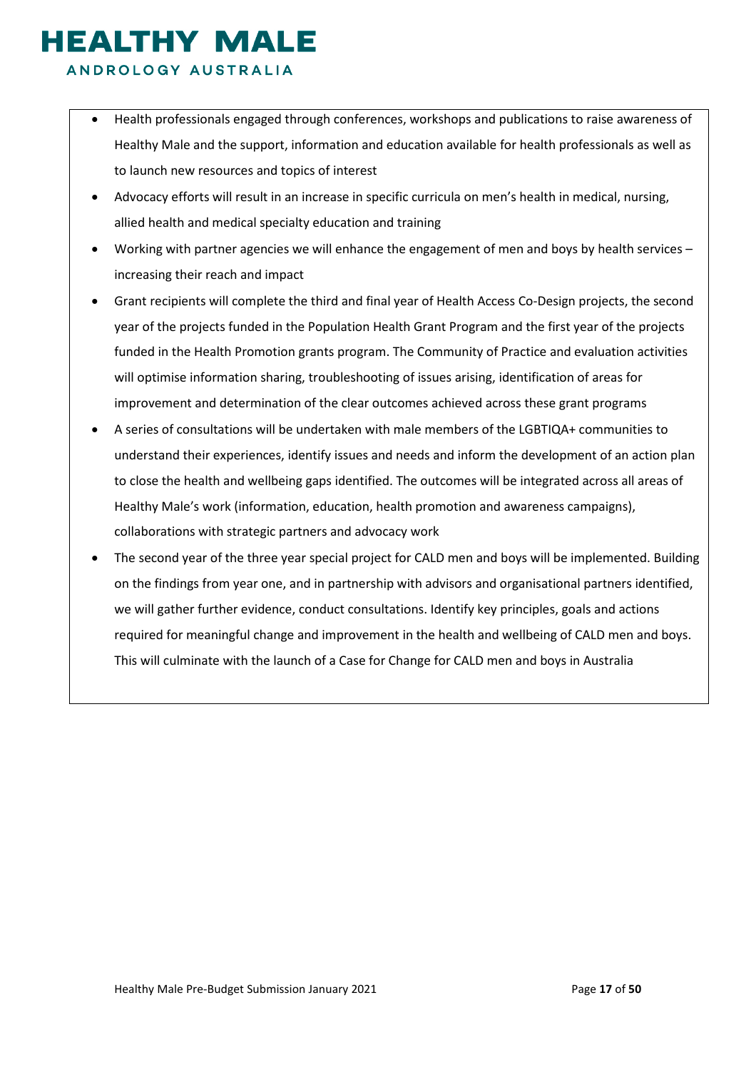- Health professionals engaged through conferences, workshops and publications to raise awareness of Healthy Male and the support, information and education available for health professionals as well as to launch new resources and topics of interest
- Advocacy efforts will result in an increase in specific curricula on men's health in medical, nursing, allied health and medical specialty education and training
- Working with partner agencies we will enhance the engagement of men and boys by health services – increasing their reach and impact
- Grant recipients will complete the third and final year of Health Access Co-Design projects, the second year of the projects funded in the Population Health Grant Program and the first year of the projects funded in the Health Promotion grants program. The Community of Practice and evaluation activities will optimise information sharing, troubleshooting of issues arising, identification of areas for improvement and determination of the clear outcomes achieved across these grant programs
- A series of consultations will be undertaken with male members of the LGBTIQA+ communities to understand their experiences, identify issues and needs and inform the development of an action plan to close the health and wellbeing gaps identified. The outcomes will be integrated across all areas of Healthy Male's work (information, education, health promotion and awareness campaigns), collaborations with strategic partners and advocacy work
- The second year of the three year special project for CALD men and boys will be implemented. Building on the findings from year one, and in partnership with advisors and organisational partners identified, we will gather further evidence, conduct consultations. Identify key principles, goals and actions required for meaningful change and improvement in the health and wellbeing of CALD men and boys. This will culminate with the launch of a Case for Change for CALD men and boys in Australia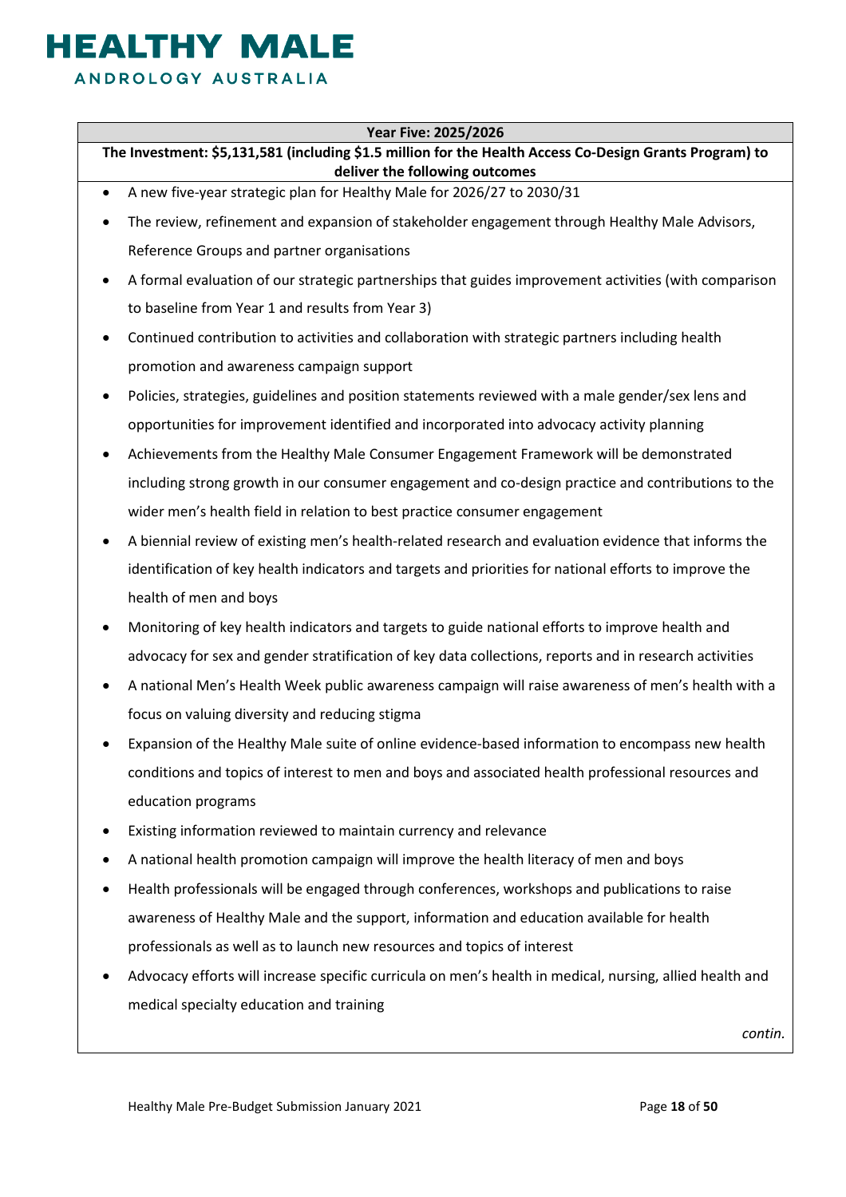**Year Five: 2025/2026**

**The Investment: $5,131,581 (including $1.5 million for the Health Access Co-Design Grants Program) to deliver the following outcomes**

- A new five-year strategic plan for Healthy Male for 2026/27 to 2030/31
- The review, refinement and expansion of stakeholder engagement through Healthy Male Advisors, Reference Groups and partner organisations
- A formal evaluation of our strategic partnerships that guides improvement activities (with comparison to baseline from Year 1 and results from Year 3)
- Continued contribution to activities and collaboration with strategic partners including health promotion and awareness campaign support
- Policies, strategies, guidelines and position statements reviewed with a male gender/sex lens and opportunities for improvement identified and incorporated into advocacy activity planning
- Achievements from the Healthy Male Consumer Engagement Framework will be demonstrated including strong growth in our consumer engagement and co-design practice and contributions to the wider men's health field in relation to best practice consumer engagement
- A biennial review of existing men's health-related research and evaluation evidence that informs the identification of key health indicators and targets and priorities for national efforts to improve the health of men and boys
- Monitoring of key health indicators and targets to guide national efforts to improve health and advocacy for sex and gender stratification of key data collections, reports and in research activities
- A national Men's Health Week public awareness campaign will raise awareness of men's health with a focus on valuing diversity and reducing stigma
- Expansion of the Healthy Male suite of online evidence-based information to encompass new health conditions and topics of interest to men and boys and associated health professional resources and education programs
- Existing information reviewed to maintain currency and relevance
- A national health promotion campaign will improve the health literacy of men and boys
- Health professionals will be engaged through conferences, workshops and publications to raise awareness of Healthy Male and the support, information and education available for health professionals as well as to launch new resources and topics of interest
- Advocacy efforts will increase specific curricula on men's health in medical, nursing, allied health and medical specialty education and training

*contin.*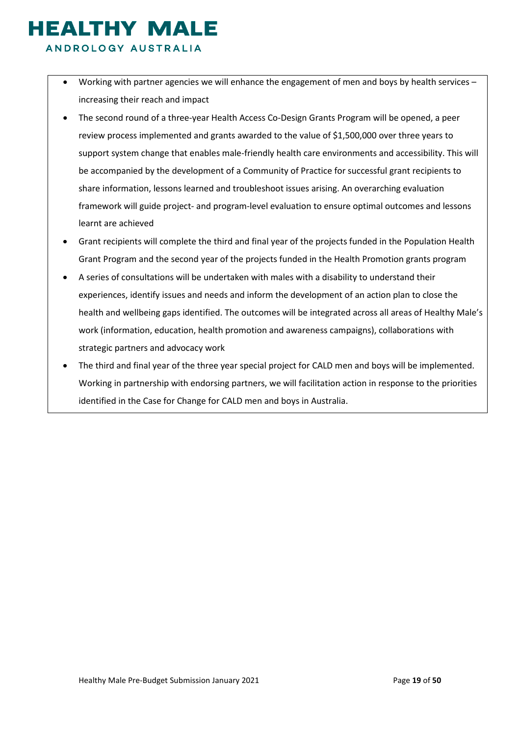- Working with partner agencies we will enhance the engagement of men and boys by health services – increasing their reach and impact
- The second round of a three-year Health Access Co-Design Grants Program will be opened, a peer review process implemented and grants awarded to the value of $1,500,000 over three years to support system change that enables male-friendly health care environments and accessibility. This will be accompanied by the development of a Community of Practice for successful grant recipients to share information, lessons learned and troubleshoot issues arising. An overarching evaluation framework will guide project- and program-level evaluation to ensure optimal outcomes and lessons learnt are achieved
- Grant recipients will complete the third and final year of the projects funded in the Population Health Grant Program and the second year of the projects funded in the Health Promotion grants program
- A series of consultations will be undertaken with males with a disability to understand their experiences, identify issues and needs and inform the development of an action plan to close the health and wellbeing gaps identified. The outcomes will be integrated across all areas of Healthy Male's work (information, education, health promotion and awareness campaigns), collaborations with strategic partners and advocacy work
- The third and final year of the three year special project for CALD men and boys will be implemented. Working in partnership with endorsing partners, we will facilitation action in response to the priorities identified in the Case for Change for CALD men and boys in Australia.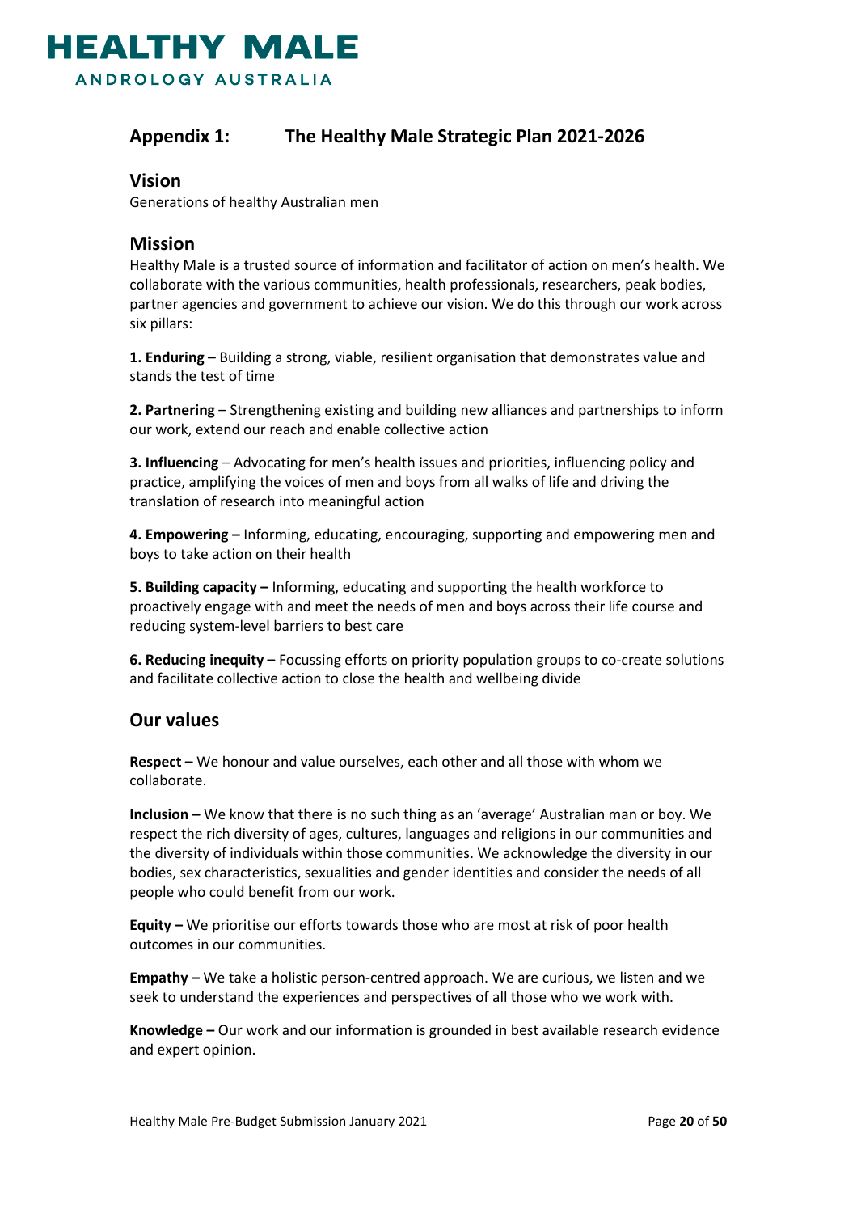## Appendix 1: The Healthy Male Strategic Plan 2021-2026

### Vision

Generations of healthy Australian men

### Mission

Healthy Male is a trusted source of information and facilitator of action on men's health. We collaborate with the various communities, health professionals, researchers, peak bodies, partner agencies and government to achieve our vision. We do this through our work across six pillars:

**1. Enduring** – Building a strong, viable, resilient organisation that demonstrates value and stands the test of time

**2. Partnering** – Strengthening existing and building new alliances and partnerships to inform our work, extend our reach and enable collective action

**3. Influencing** – Advocating for men's health issues and priorities, influencing policy and practice, amplifying the voices of men and boys from all walks of life and driving the translation of research into meaningful action

**4. Empowering –** Informing, educating, encouraging, supporting and empowering men and boys to take action on their health

**5. Building capacity –** Informing, educating and supporting the health workforce to proactively engage with and meet the needs of men and boys across their life course and reducing system-level barriers to best care

**6. Reducing inequity –** Focussing efforts on priority population groups to co-create solutions and facilitate collective action to close the health and wellbeing divide

### Our values

**Respect –** We honour and value ourselves, each other and all those with whom we collaborate.

**Inclusion –** We know that there is no such thing as an 'average' Australian man or boy. We respect the rich diversity of ages, cultures, languages and religions in our communities and the diversity of individuals within those communities. We acknowledge the diversity in our bodies, sex characteristics, sexualities and gender identities and consider the needs of all people who could benefit from our work.

**Equity –** We prioritise our efforts towards those who are most at risk of poor health outcomes in our communities.

**Empathy –** We take a holistic person-centred approach. We are curious, we listen and we seek to understand the experiences and perspectives of all those who we work with.

**Knowledge –** Our work and our information is grounded in best available research evidence and expert opinion.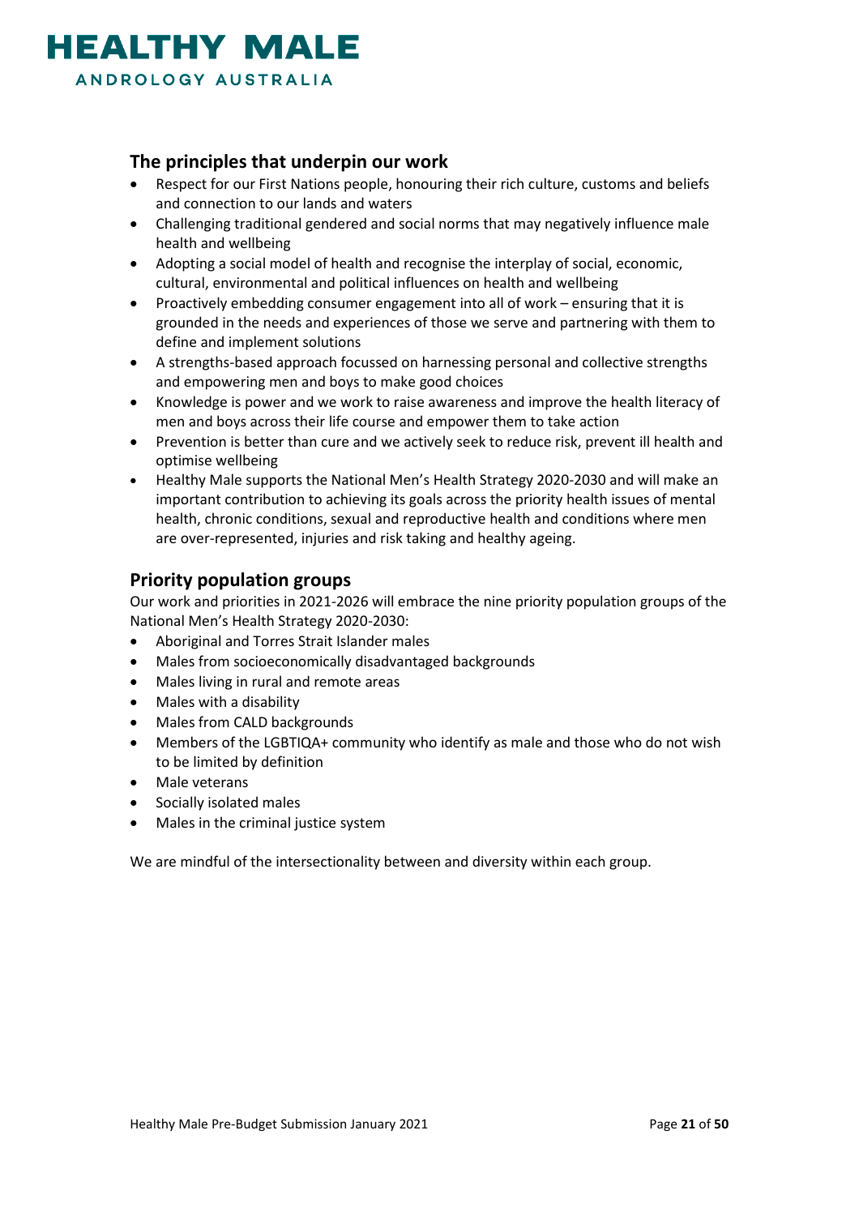## The principles that underpin our work

- Respect for our First Nations people, honouring their rich culture, customs and beliefs and connection to our lands and waters
- Challenging traditional gendered and social norms that may negatively influence male health and wellbeing
- Adopting a social model of health and recognise the interplay of social, economic, cultural, environmental and political influences on health and wellbeing
- Proactively embedding consumer engagement into all of work – ensuring that it is grounded in the needs and experiences of those we serve and partnering with them to define and implement solutions
- A strengths-based approach focussed on harnessing personal and collective strengths and empowering men and boys to make good choices
- Knowledge is power and we work to raise awareness and improve the health literacy of men and boys across their life course and empower them to take action
- Prevention is better than cure and we actively seek to reduce risk, prevent ill health and optimise wellbeing
- Healthy Male supports the National Men's Health Strategy 2020-2030 and will make an important contribution to achieving its goals across the priority health issues of mental health, chronic conditions, sexual and reproductive health and conditions where men are over-represented, injuries and risk taking and healthy ageing.

## Priority population groups

Our work and priorities in 2021-2026 will embrace the nine priority population groups of the National Men's Health Strategy 2020-2030:

- Aboriginal and Torres Strait Islander males
- Males from socioeconomically disadvantaged backgrounds
- Males living in rural and remote areas
- Males with a disability
- Males from CALD backgrounds
- Members of the LGBTIQA+ community who identify as male and those who do not wish to be limited by definition
- Male veterans
- Socially isolated males
- Males in the criminal justice system

We are mindful of the intersectionality between and diversity within each group.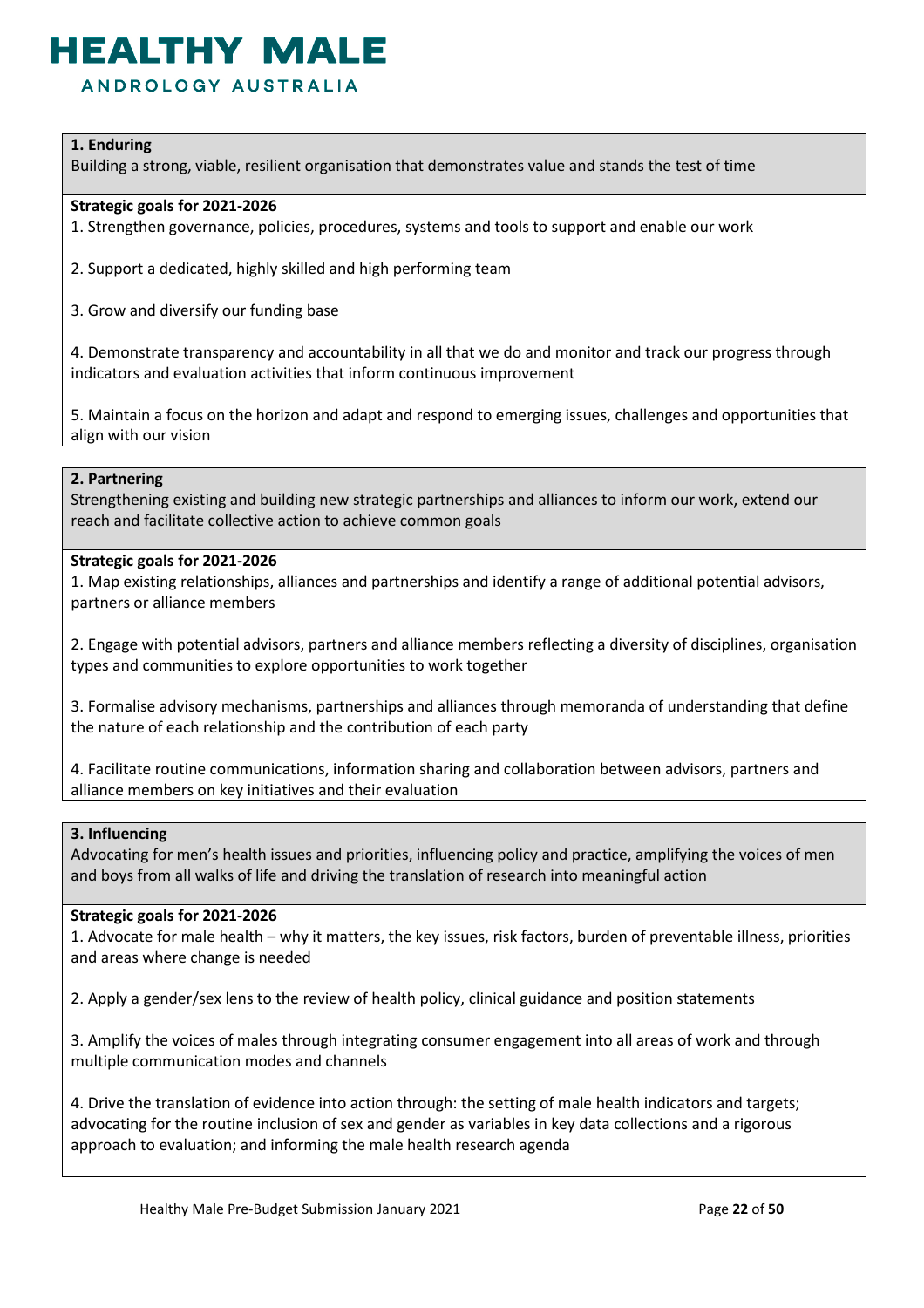**1. Enduring**

Building a strong, viable, resilient organisation that demonstrates value and stands the test of time

**Strategic goals for 2021-2026**

1. Strengthen governance, policies, procedures, systems and tools to support and enable our work

2. Support a dedicated, highly skilled and high performing team

3. Grow and diversify our funding base

4. Demonstrate transparency and accountability in all that we do and monitor and track our progress through indicators and evaluation activities that inform continuous improvement

5. Maintain a focus on the horizon and adapt and respond to emerging issues, challenges and opportunities that align with our vision

**2. Partnering**

Strengthening existing and building new strategic partnerships and alliances to inform our work, extend our reach and facilitate collective action to achieve common goals

**Strategic goals for 2021-2026**

1. Map existing relationships, alliances and partnerships and identify a range of additional potential advisors, partners or alliance members

2. Engage with potential advisors, partners and alliance members reflecting a diversity of disciplines, organisation types and communities to explore opportunities to work together

3. Formalise advisory mechanisms, partnerships and alliances through memoranda of understanding that define the nature of each relationship and the contribution of each party

4. Facilitate routine communications, information sharing and collaboration between advisors, partners and alliance members on key initiatives and their evaluation

**3. Influencing**

Advocating for men's health issues and priorities, influencing policy and practice, amplifying the voices of men and boys from all walks of life and driving the translation of research into meaningful action

**Strategic goals for 2021-2026**

1. Advocate for male health – why it matters, the key issues, risk factors, burden of preventable illness, priorities and areas where change is needed

2. Apply a gender/sex lens to the review of health policy, clinical guidance and position statements

3. Amplify the voices of males through integrating consumer engagement into all areas of work and through multiple communication modes and channels

4. Drive the translation of evidence into action through: the setting of male health indicators and targets; advocating for the routine inclusion of sex and gender as variables in key data collections and a rigorous approach to evaluation; and informing the male health research agenda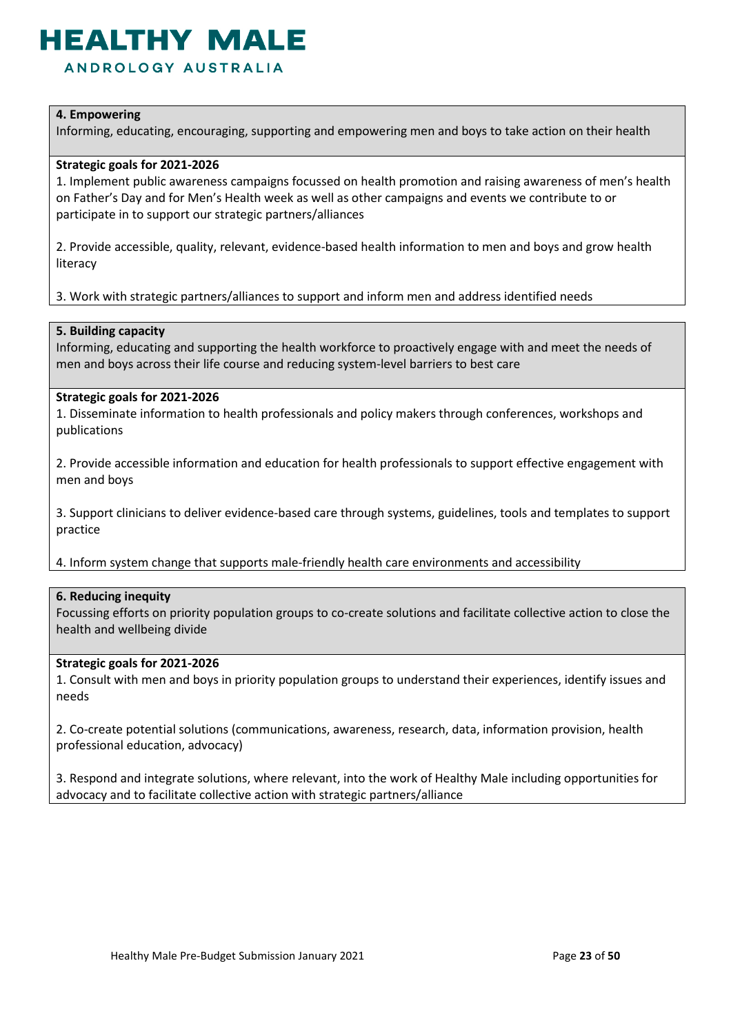**4. Empowering**

Informing, educating, encouraging, supporting and empowering men and boys to take action on their health

**Strategic goals for 2021-2026**

1. Implement public awareness campaigns focussed on health promotion and raising awareness of men's health on Father's Day and for Men's Health week as well as other campaigns and events we contribute to or participate in to support our strategic partners/alliances

2. Provide accessible, quality, relevant, evidence-based health information to men and boys and grow health literacy

3. Work with strategic partners/alliances to support and inform men and address identified needs

**5. Building capacity**

Informing, educating and supporting the health workforce to proactively engage with and meet the needs of men and boys across their life course and reducing system-level barriers to best care

**Strategic goals for 2021-2026**

1. Disseminate information to health professionals and policy makers through conferences, workshops and publications

2. Provide accessible information and education for health professionals to support effective engagement with men and boys

3. Support clinicians to deliver evidence-based care through systems, guidelines, tools and templates to support practice

4. Inform system change that supports male-friendly health care environments and accessibility

**6. Reducing inequity**

Focussing efforts on priority population groups to co-create solutions and facilitate collective action to close the health and wellbeing divide

**Strategic goals for 2021-2026**

1. Consult with men and boys in priority population groups to understand their experiences, identify issues and needs

2. Co-create potential solutions (communications, awareness, research, data, information provision, health professional education, advocacy)

3. Respond and integrate solutions, where relevant, into the work of Healthy Male including opportunities for advocacy and to facilitate collective action with strategic partners/alliance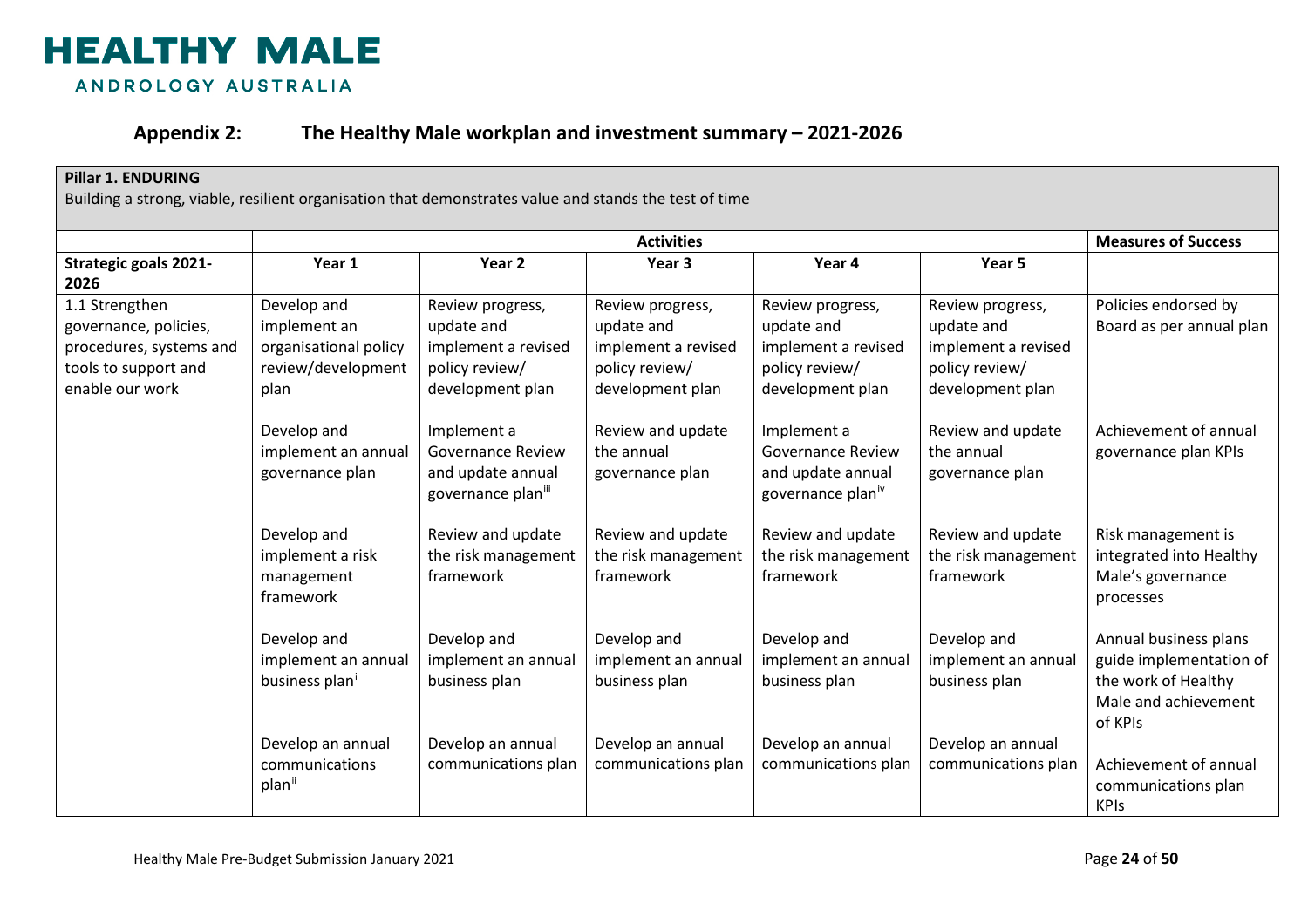# HEALTHY MALE

ANDROLOGY AUSTRALIA

## Appendix 2: The Healthy Male workplan and investment summary – 2021-2026

**Pillar 1. ENDURING**

Building a strong, viable, resilient organisation that demonstrates value and stands the test of time

| | Activities | | | | | Measures of Success |
|---|---|---|---|---|---|---|
| **Strategic goals 2021-2026** | **Year 1** | **Year 2** | **Year 3** | **Year 4** | **Year 5** | |
| 1.1 Strengthen governance, policies, procedures, systems and tools to support and enable our work | Develop and implement an organisational policy review/development plan | Review progress, update and implement a revised policy review/ development plan | Review progress, update and implement a revised policy review/ development plan | Review progress, update and implement a revised policy review/ development plan | Review progress, update and implement a revised policy review/ development plan | Policies endorsed by Board as per annual plan |
| | Develop and implement an annual governance plan | Implement a Governance Review and update annual governance plan[iii] | Review and update the annual governance plan | Implement a Governance Review and update annual governance plan[iv] | Review and update the annual governance plan | Achievement of annual governance plan KPIs |
| | Develop and implement a risk management framework | Review and update the risk management framework | Review and update the risk management framework | Review and update the risk management framework | Review and update the risk management framework | Risk management is integrated into Healthy Male's governance processes |
| | Develop and implement an annual business plan[i] | Develop and implement an annual business plan | Develop and implement an annual business plan | Develop and implement an annual business plan | Develop and implement an annual business plan | Annual business plans guide implementation of the work of Healthy Male and achievement of KPIs |
| | Develop an annual communications plan[ii] | Develop an annual communications plan | Develop an annual communications plan | Develop an annual communications plan | Develop an annual communications plan | Achievement of annual communications plan KPIs |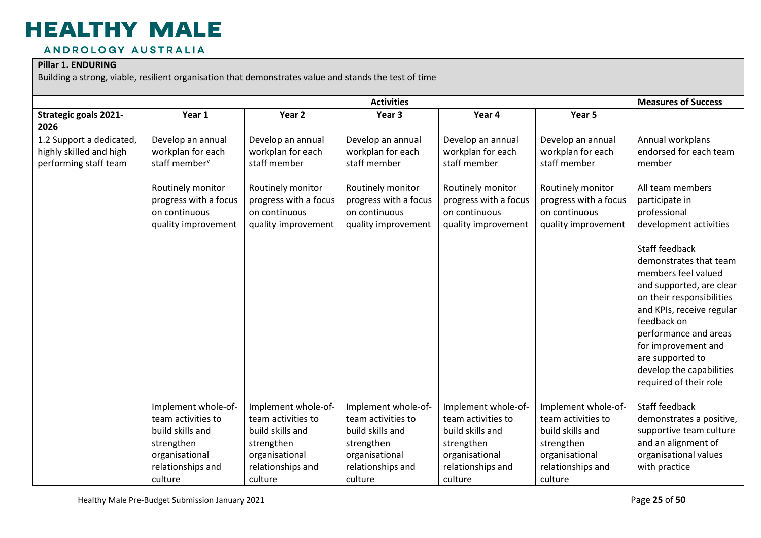**Pillar 1. ENDURING**

Building a strong, viable, resilient organisation that demonstrates value and stands the test of time

| | Activities | | | | | Measures of Success |
|---|---|---|---|---|---|---|
| **Strategic goals 2021-2026** | **Year 1** | **Year 2** | **Year 3** | **Year 4** | **Year 5** | |
| 1.2 Support a dedicated, highly skilled and high performing staff team | Develop an annual workplan for each staff member[v] | Develop an annual workplan for each staff member | Develop an annual workplan for each staff member | Develop an annual workplan for each staff member | Develop an annual workplan for each staff member | Annual workplans endorsed for each team member |
| | Routinely monitor progress with a focus on continuous quality improvement | Routinely monitor progress with a focus on continuous quality improvement | Routinely monitor progress with a focus on continuous quality improvement | Routinely monitor progress with a focus on continuous quality improvement | Routinely monitor progress with a focus on continuous quality improvement | All team members participate in professional development activities<br><br>Staff feedback demonstrates that team members feel valued and supported, are clear on their responsibilities and KPIs, receive regular feedback on performance and areas for improvement and are supported to develop the capabilities required of their role |
| | Implement whole-of-team activities to build skills and strengthen organisational relationships and culture | Implement whole-of-team activities to build skills and strengthen organisational relationships and culture | Implement whole-of-team activities to build skills and strengthen organisational relationships and culture | Implement whole-of-team activities to build skills and strengthen organisational relationships and culture | Implement whole-of-team activities to build skills and strengthen organisational relationships and culture | Staff feedback demonstrates a positive, supportive team culture and an alignment of organisational values with practice |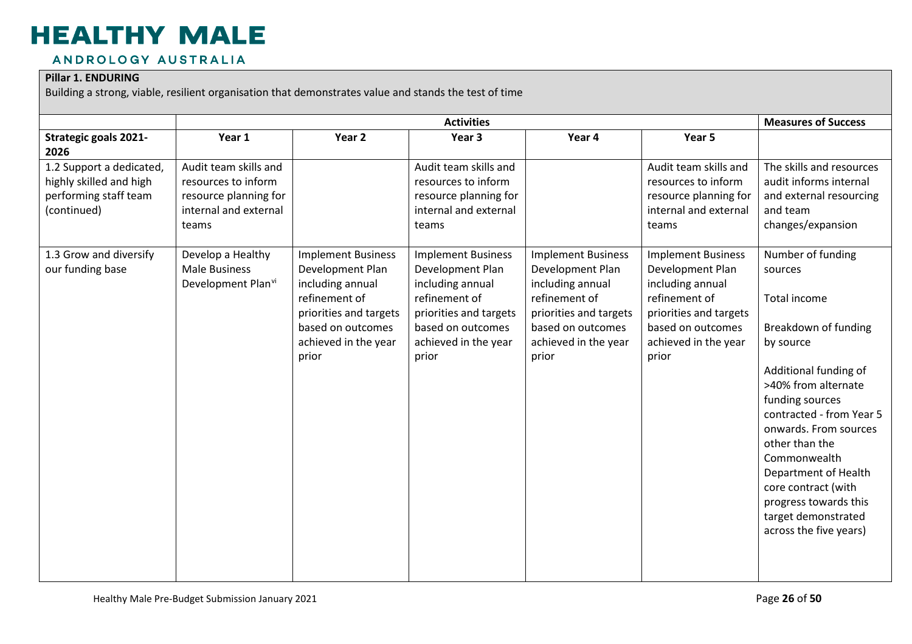**Pillar 1. ENDURING**

Building a strong, viable, resilient organisation that demonstrates value and stands the test of time

| | Activities | | | | | Measures of Success |
|---|---|---|---|---|---|---|
| **Strategic goals 2021-2026** | **Year 1** | **Year 2** | **Year 3** | **Year 4** | **Year 5** | |
| 1.2 Support a dedicated, highly skilled and high performing staff team (continued) | Audit team skills and resources to inform resource planning for internal and external teams | | Audit team skills and resources to inform resource planning for internal and external teams | | Audit team skills and resources to inform resource planning for internal and external teams | The skills and resources audit informs internal and external resourcing and team changes/expansion |
| 1.3 Grow and diversify our funding base | Develop a Healthy Male Business Development Plan[vi] | Implement Business Development Plan including annual refinement of priorities and targets based on outcomes achieved in the year prior | Implement Business Development Plan including annual refinement of priorities and targets based on outcomes achieved in the year prior | Implement Business Development Plan including annual refinement of priorities and targets based on outcomes achieved in the year prior | Implement Business Development Plan including annual refinement of priorities and targets based on outcomes achieved in the year prior | Number of funding sources<br><br>Total income<br><br>Breakdown of funding by source<br><br>Additional funding of >40% from alternate funding sources contracted - from Year 5 onwards. From sources other than the Commonwealth Department of Health core contract (with progress towards this target demonstrated across the five years) |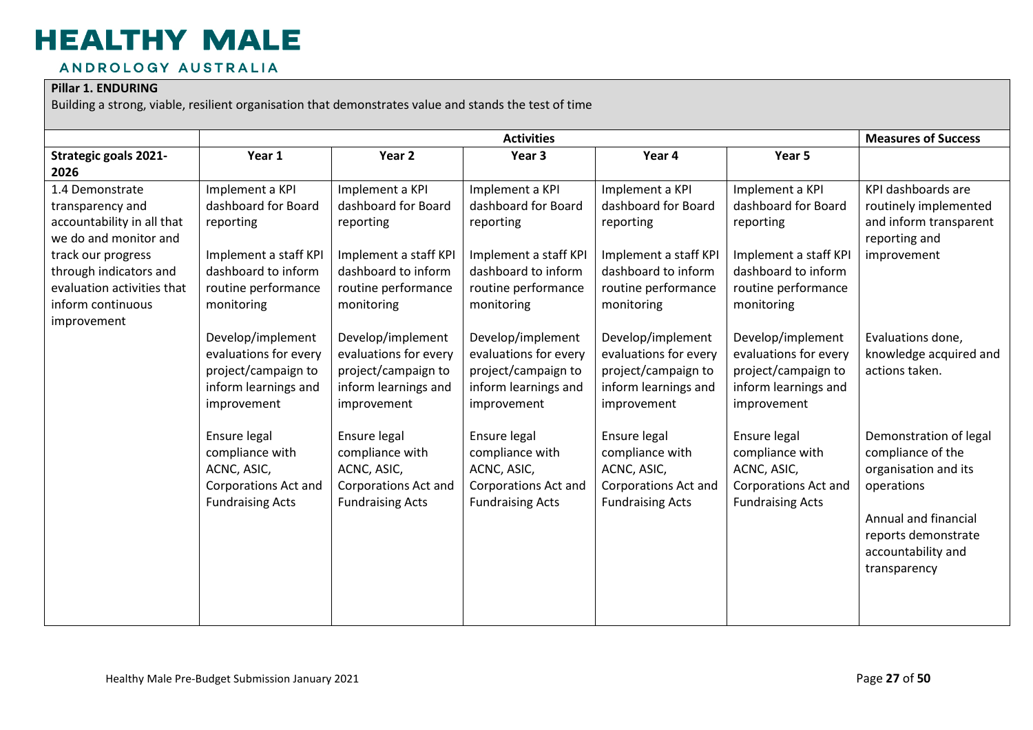# HEALTHY MALE

ANDROLOGY AUSTRALIA

**Pillar 1. ENDURING**

Building a strong, viable, resilient organisation that demonstrates value and stands the test of time

| | Activities | | | | | Measures of Success |
|---|---|---|---|---|---|---|
| **Strategic goals 2021-2026** | **Year 1** | **Year 2** | **Year 3** | **Year 4** | **Year 5** | |
| 1.4 Demonstrate transparency and accountability in all that we do and monitor and track our progress through indicators and evaluation activities that inform continuous improvement | Implement a KPI dashboard for Board reporting<br><br>Implement a staff KPI dashboard to inform routine performance monitoring | Implement a KPI dashboard for Board reporting<br><br>Implement a staff KPI dashboard to inform routine performance monitoring | Implement a KPI dashboard for Board reporting<br><br>Implement a staff KPI dashboard to inform routine performance monitoring | Implement a KPI dashboard for Board reporting<br><br>Implement a staff KPI dashboard to inform routine performance monitoring | Implement a KPI dashboard for Board reporting<br><br>Implement a staff KPI dashboard to inform routine performance monitoring | KPI dashboards are routinely implemented and inform transparent reporting and improvement |
| | Develop/implement evaluations for every project/campaign to inform learnings and improvement | Develop/implement evaluations for every project/campaign to inform learnings and improvement | Develop/implement evaluations for every project/campaign to inform learnings and improvement | Develop/implement evaluations for every project/campaign to inform learnings and improvement | Develop/implement evaluations for every project/campaign to inform learnings and improvement | Evaluations done, knowledge acquired and actions taken. |
| | Ensure legal compliance with ACNC, ASIC, Corporations Act and Fundraising Acts | Ensure legal compliance with ACNC, ASIC, Corporations Act and Fundraising Acts | Ensure legal compliance with ACNC, ASIC, Corporations Act and Fundraising Acts | Ensure legal compliance with ACNC, ASIC, Corporations Act and Fundraising Acts | Ensure legal compliance with ACNC, ASIC, Corporations Act and Fundraising Acts | Demonstration of legal compliance of the organisation and its operations<br><br>Annual and financial reports demonstrate accountability and transparency |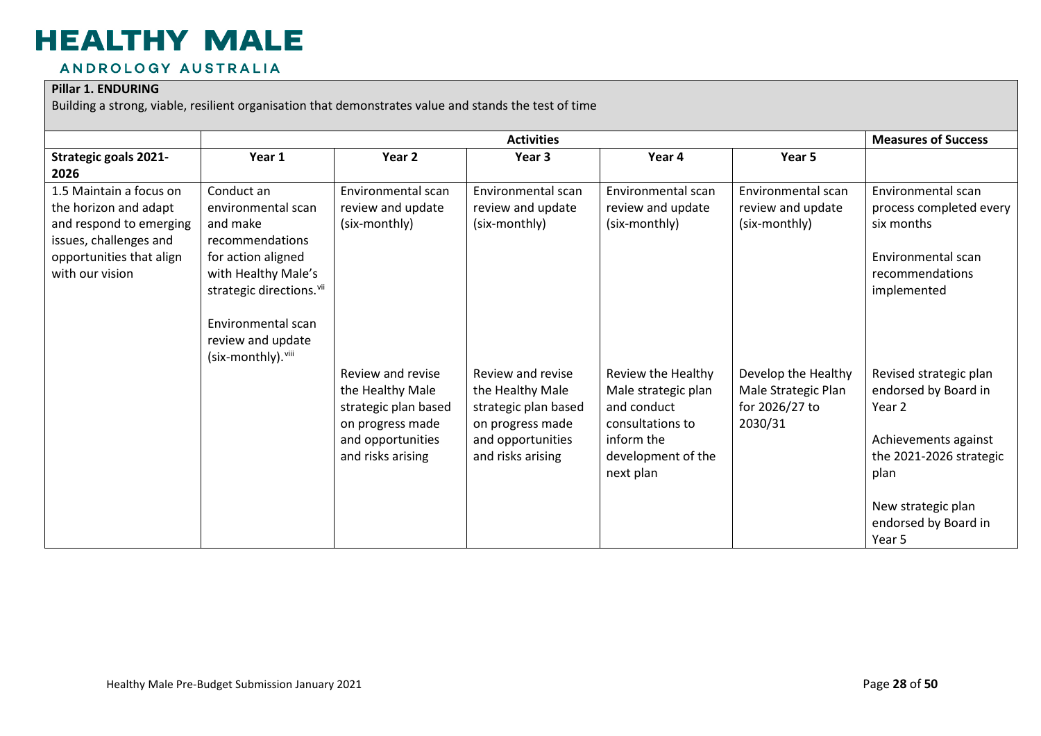**Pillar 1. ENDURING**

Building a strong, viable, resilient organisation that demonstrates value and stands the test of time

| | Activities | | | | | Measures of Success |
|---|---|---|---|---|---|---|
| **Strategic goals 2021-2026** | **Year 1** | **Year 2** | **Year 3** | **Year 4** | **Year 5** | |
| 1.5 Maintain a focus on the horizon and adapt and respond to emerging issues, challenges and opportunities that align with our vision | Conduct an environmental scan and make recommendations for action aligned with Healthy Male's strategic directions.[vii] Environmental scan review and update (six-monthly).[viii] | Environmental scan review and update (six-monthly) | Environmental scan review and update (six-monthly) | Environmental scan review and update (six-monthly) | Environmental scan review and update (six-monthly) | Environmental scan process completed every six months. Environmental scan recommendations implemented |
| | | Review and revise the Healthy Male strategic plan based on progress made and opportunities and risks arising | Review and revise the Healthy Male strategic plan based on progress made and opportunities and risks arising | Review the Healthy Male strategic plan and conduct consultations to inform the development of the next plan | Develop the Healthy Male Strategic Plan for 2026/27 to 2030/31 | Revised strategic plan endorsed by Board in Year 2. Achievements against the 2021-2026 strategic plan. New strategic plan endorsed by Board in Year 5 |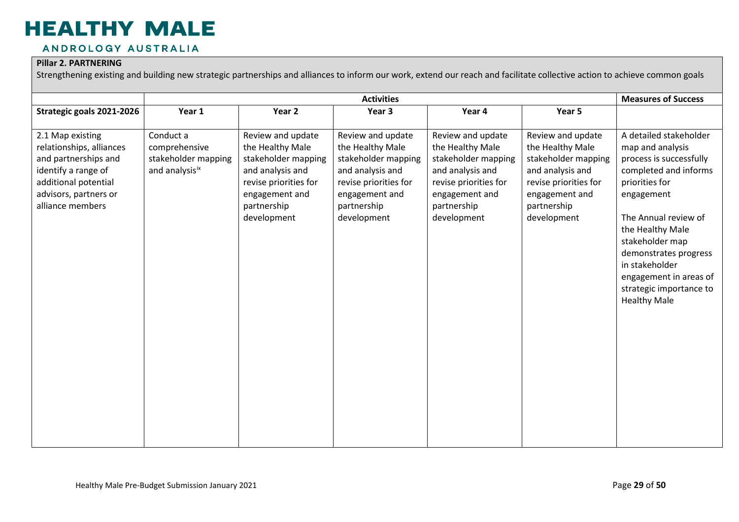**Pillar 2. PARTNERING**

Strengthening existing and building new strategic partnerships and alliances to inform our work, extend our reach and facilitate collective action to achieve common goals

| | Activities | | | | | Measures of Success |
|---|---|---|---|---|---|---|
| **Strategic goals 2021-2026** | **Year 1** | **Year 2** | **Year 3** | **Year 4** | **Year 5** | |
| 2.1 Map existing relationships, alliances and partnerships and identify a range of additional potential advisors, partners or alliance members | Conduct a comprehensive stakeholder mapping and analysis[ix] | Review and update the Healthy Male stakeholder mapping and analysis and revise priorities for engagement and partnership development | Review and update the Healthy Male stakeholder mapping and analysis and revise priorities for engagement and partnership development | Review and update the Healthy Male stakeholder mapping and analysis and revise priorities for engagement and partnership development | Review and update the Healthy Male stakeholder mapping and analysis and revise priorities for engagement and partnership development | A detailed stakeholder map and analysis process is successfully completed and informs priorities for engagement<br><br>The Annual review of the Healthy Male stakeholder map demonstrates progress in stakeholder engagement in areas of strategic importance to Healthy Male |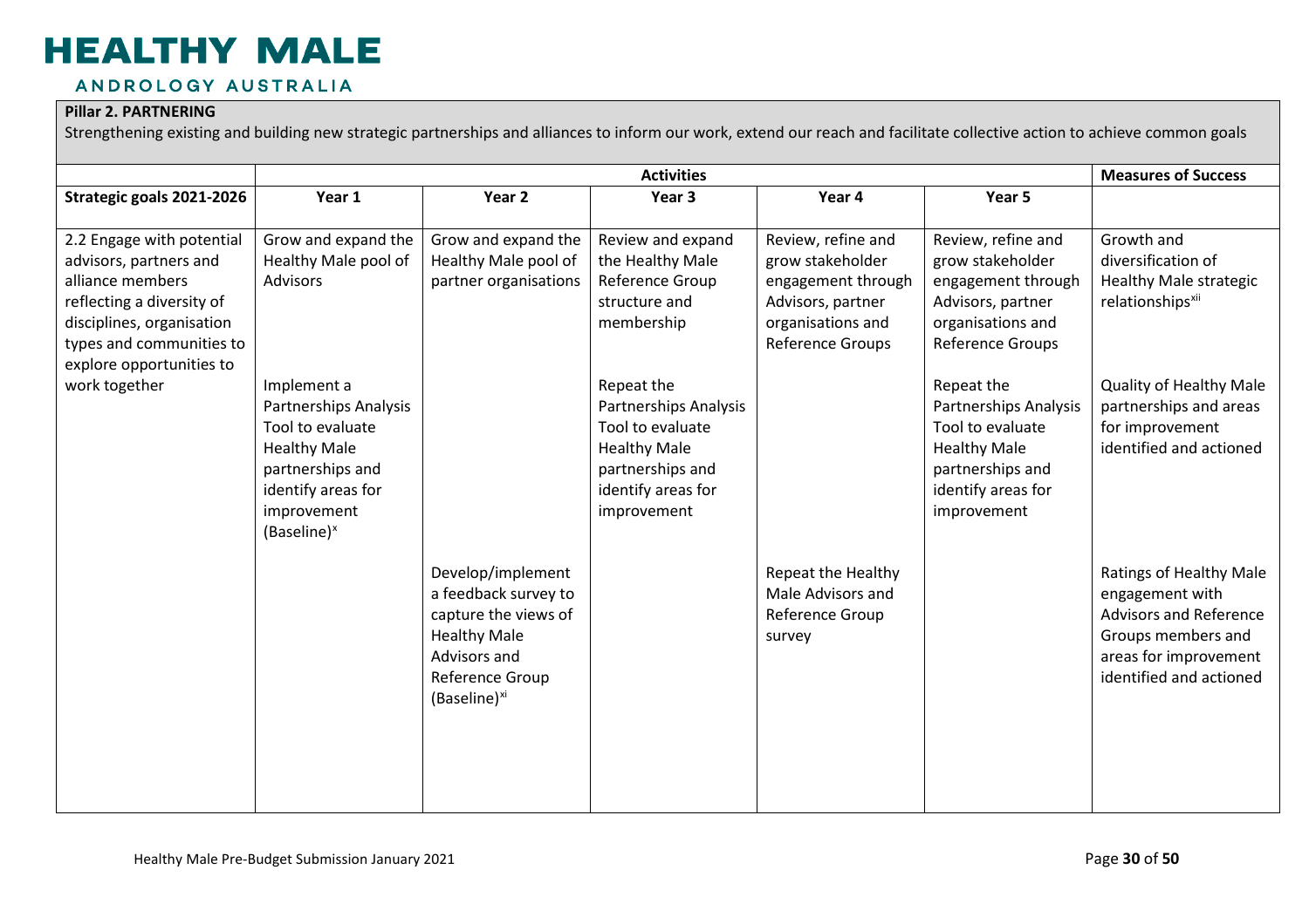**Pillar 2. PARTNERING**

Strengthening existing and building new strategic partnerships and alliances to inform our work, extend our reach and facilitate collective action to achieve common goals

| | Activities | | | | | Measures of Success |
|---|---|---|---|---|---|---|
| **Strategic goals 2021-2026** | **Year 1** | **Year 2** | **Year 3** | **Year 4** | **Year 5** | |
| 2.2 Engage with potential advisors, partners and alliance members reflecting a diversity of disciplines, organisation types and communities to explore opportunities to work together | Grow and expand the Healthy Male pool of Advisors | Grow and expand the Healthy Male pool of partner organisations | Review and expand the Healthy Male Reference Group structure and membership | Review, refine and grow stakeholder engagement through Advisors, partner organisations and Reference Groups | Review, refine and grow stakeholder engagement through Advisors, partner organisations and Reference Groups | Growth and diversification of Healthy Male strategic relationships[xii] |
| | Implement a Partnerships Analysis Tool to evaluate Healthy Male partnerships and identify areas for improvement (Baseline)[x] | | Repeat the Partnerships Analysis Tool to evaluate Healthy Male partnerships and identify areas for improvement | | Repeat the Partnerships Analysis Tool to evaluate Healthy Male partnerships and identify areas for improvement | Quality of Healthy Male partnerships and areas for improvement identified and actioned |
| | | Develop/implement a feedback survey to capture the views of Healthy Male Advisors and Reference Group (Baseline)[xi] | | Repeat the Healthy Male Advisors and Reference Group survey | | Ratings of Healthy Male engagement with Advisors and Reference Groups members and areas for improvement identified and actioned |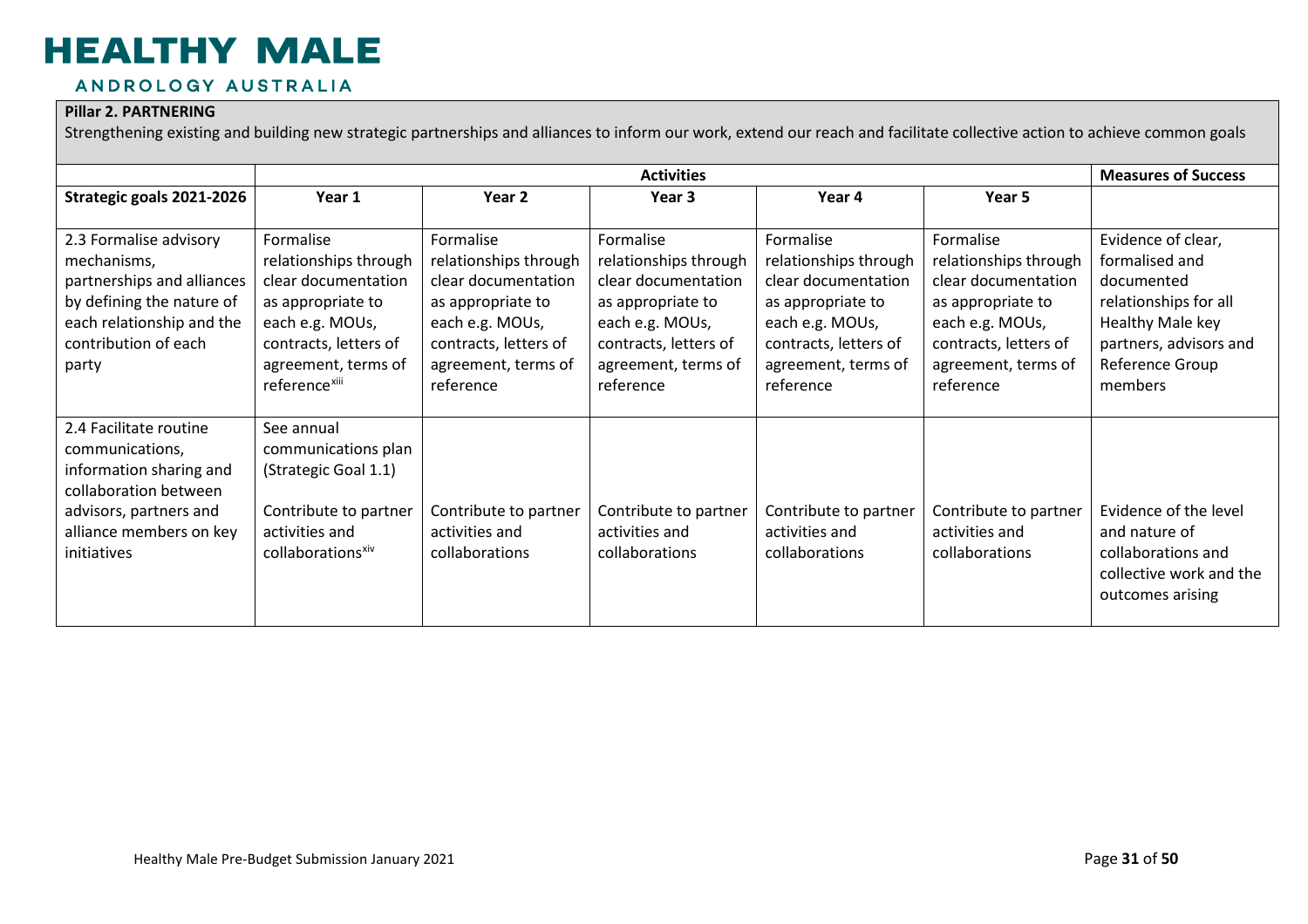**Pillar 2. PARTNERING**

Strengthening existing and building new strategic partnerships and alliances to inform our work, extend our reach and facilitate collective action to achieve common goals

| | Activities | | | | | Measures of Success |
|---|---|---|---|---|---|---|
| **Strategic goals 2021-2026** | **Year 1** | **Year 2** | **Year 3** | **Year 4** | **Year 5** | |
| 2.3 Formalise advisory mechanisms, partnerships and alliances by defining the nature of each relationship and the contribution of each party | Formalise relationships through clear documentation as appropriate to each e.g. MOUs, contracts, letters of agreement, terms of reference[xiii] | Formalise relationships through clear documentation as appropriate to each e.g. MOUs, contracts, letters of agreement, terms of reference | Formalise relationships through clear documentation as appropriate to each e.g. MOUs, contracts, letters of agreement, terms of reference | Formalise relationships through clear documentation as appropriate to each e.g. MOUs, contracts, letters of agreement, terms of reference | Formalise relationships through clear documentation as appropriate to each e.g. MOUs, contracts, letters of agreement, terms of reference | Evidence of clear, formalised and documented relationships for all Healthy Male key partners, advisors and Reference Group members |
| 2.4 Facilitate routine communications, information sharing and collaboration between advisors, partners and alliance members on key initiatives | See annual communications plan (Strategic Goal 1.1)<br><br>Contribute to partner activities and collaborations[xiv] | Contribute to partner activities and collaborations | Contribute to partner activities and collaborations | Contribute to partner activities and collaborations | Contribute to partner activities and collaborations | Evidence of the level and nature of collaborations and collective work and the outcomes arising |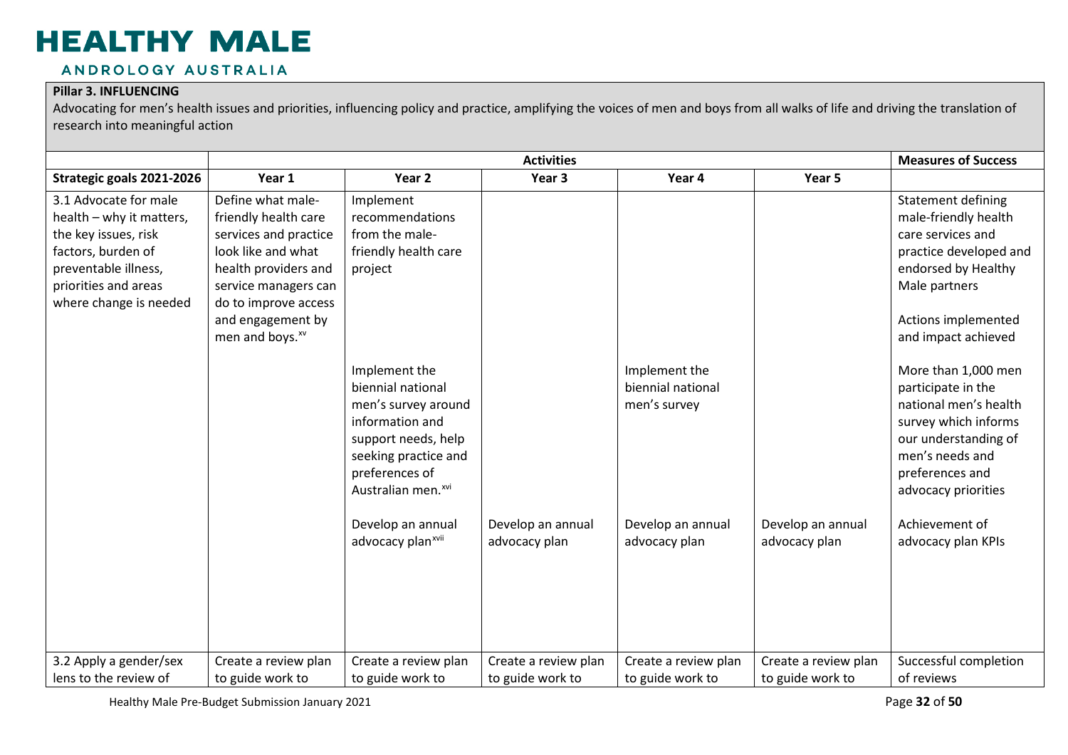# HEALTHY MALE

ANDROLOGY AUSTRALIA

**Pillar 3. INFLUENCING**

Advocating for men's health issues and priorities, influencing policy and practice, amplifying the voices of men and boys from all walks of life and driving the translation of research into meaningful action

| | Activities | | | | | Measures of Success |
|---|---|---|---|---|---|---|
| **Strategic goals 2021-2026** | **Year 1** | **Year 2** | **Year 3** | **Year 4** | **Year 5** | |
| 3.1 Advocate for male health – why it matters, the key issues, risk factors, burden of preventable illness, priorities and areas where change is needed | Define what male-friendly health care services and practice look like and what health providers and service managers can do to improve access and engagement by men and boys.[xv] | Implement recommendations from the male-friendly health care project | | | | Statement defining male-friendly health care services and practice developed and endorsed by Healthy Male partners<br><br>Actions implemented and impact achieved |
| | | Implement the biennial national men's survey around information and support needs, help seeking practice and preferences of Australian men.[xvi] | | Implement the biennial national men's survey | | More than 1,000 men participate in the national men's health survey which informs our understanding of men's needs and preferences and advocacy priorities |
| | | Develop an annual advocacy plan[xvii] | Develop an annual advocacy plan | Develop an annual advocacy plan | Develop an annual advocacy plan | Achievement of advocacy plan KPIs |
| 3.2 Apply a gender/sex lens to the review of | Create a review plan to guide work to | Create a review plan to guide work to | Create a review plan to guide work to | Create a review plan to guide work to | Create a review plan to guide work to | Successful completion of reviews |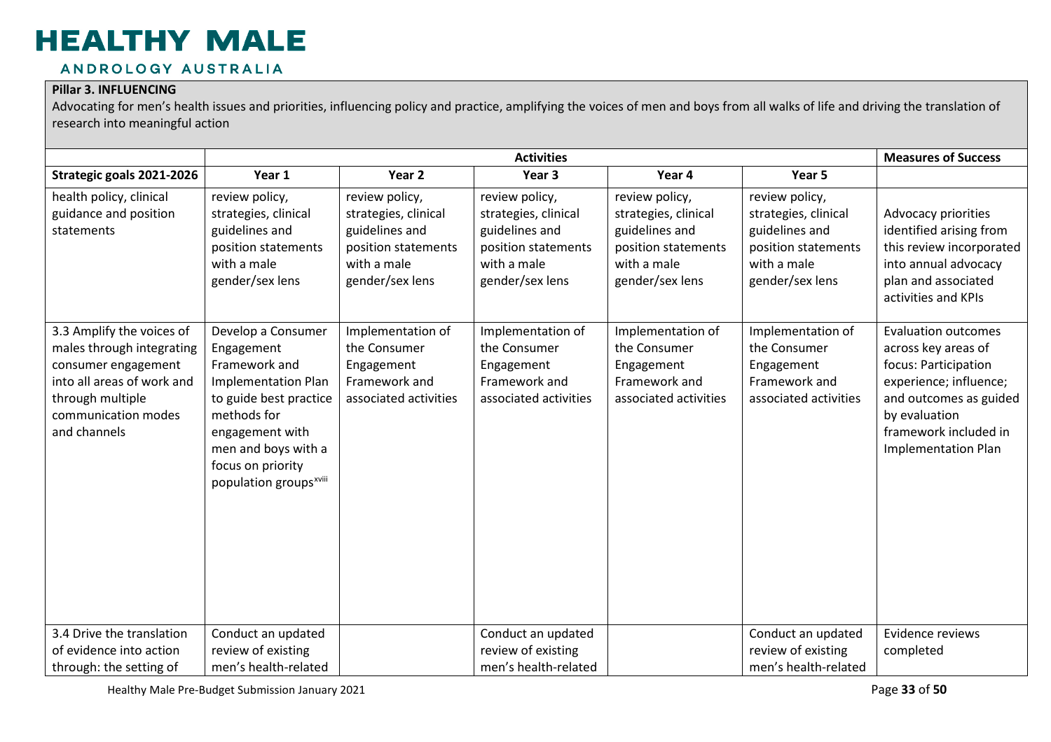**Pillar 3. INFLUENCING**

Advocating for men's health issues and priorities, influencing policy and practice, amplifying the voices of men and boys from all walks of life and driving the translation of research into meaningful action

| | Activities | | | | | Measures of Success |
|---|---|---|---|---|---|---|
| **Strategic goals 2021-2026** | **Year 1** | **Year 2** | **Year 3** | **Year 4** | **Year 5** | |
| health policy, clinical guidance and position statements | review policy, strategies, clinical guidelines and position statements with a male gender/sex lens | review policy, strategies, clinical guidelines and position statements with a male gender/sex lens | review policy, strategies, clinical guidelines and position statements with a male gender/sex lens | review policy, strategies, clinical guidelines and position statements with a male gender/sex lens | review policy, strategies, clinical guidelines and position statements with a male gender/sex lens | Advocacy priorities identified arising from this review incorporated into annual advocacy plan and associated activities and KPIs |
| 3.3 Amplify the voices of males through integrating consumer engagement into all areas of work and through multiple communication modes and channels | Develop a Consumer Engagement Framework and Implementation Plan to guide best practice methods for engagement with men and boys with a focus on priority population groups[xviii] | Implementation of the Consumer Engagement Framework and associated activities | Implementation of the Consumer Engagement Framework and associated activities | Implementation of the Consumer Engagement Framework and associated activities | Implementation of the Consumer Engagement Framework and associated activities | Evaluation outcomes across key areas of focus: Participation experience; influence; and outcomes as guided by evaluation framework included in Implementation Plan |
| 3.4 Drive the translation of evidence into action through: the setting of | Conduct an updated review of existing men's health-related | | Conduct an updated review of existing men's health-related | | Conduct an updated review of existing men's health-related | Evidence reviews completed |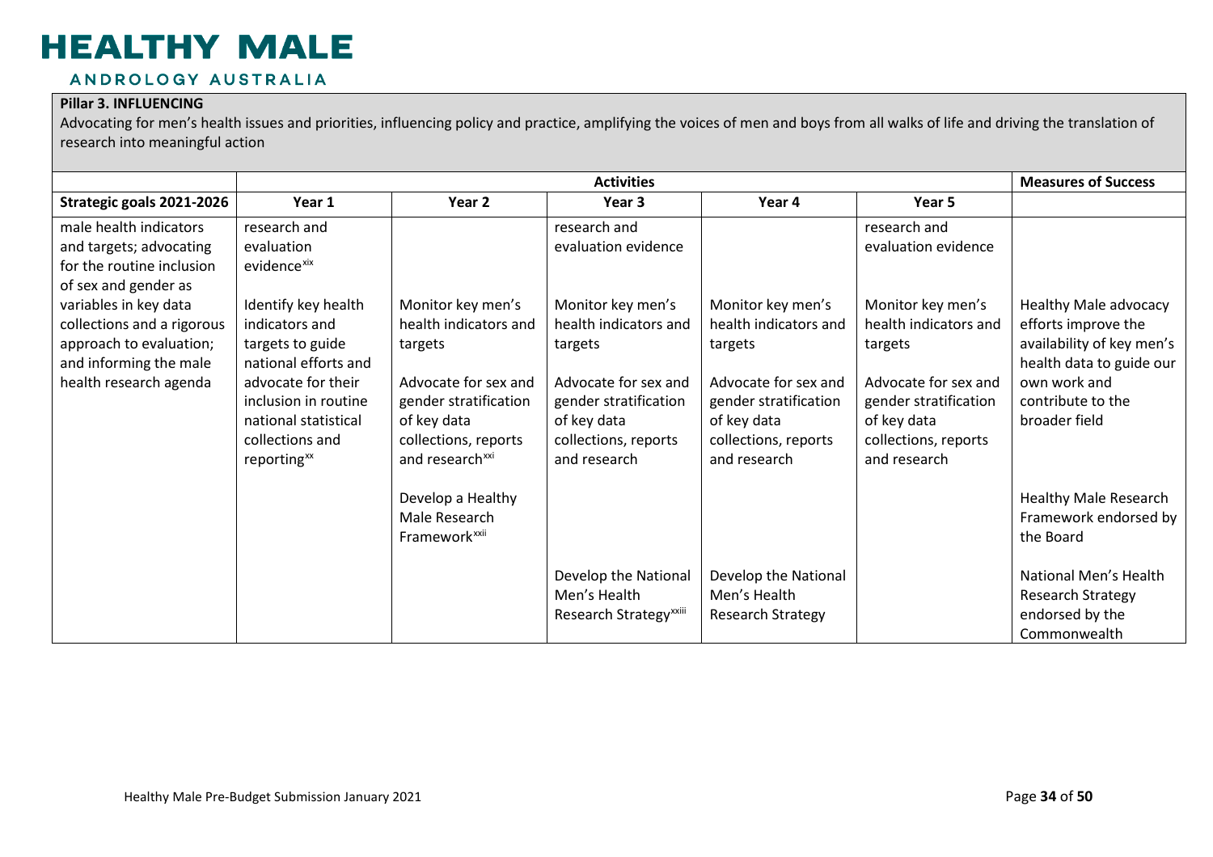**Pillar 3. INFLUENCING**

Advocating for men's health issues and priorities, influencing policy and practice, amplifying the voices of men and boys from all walks of life and driving the translation of research into meaningful action

| | Activities | | | | | Measures of Success |
|---|---|---|---|---|---|---|
| **Strategic goals 2021-2026** | **Year 1** | **Year 2** | **Year 3** | **Year 4** | **Year 5** | |
| male health indicators and targets; advocating for the routine inclusion of sex and gender as | research and evaluation evidence[xix] | | research and evaluation evidence | | research and evaluation evidence | |
| variables in key data collections and a rigorous approach to evaluation; and informing the male health research agenda | Identify key health indicators and targets to guide national efforts and advocate for their inclusion in routine national statistical collections and reporting[xx] | Monitor key men's health indicators and targets<br><br>Advocate for sex and gender stratification of key data collections, reports and research[xxi] | Monitor key men's health indicators and targets<br><br>Advocate for sex and gender stratification of key data collections, reports and research | Monitor key men's health indicators and targets<br><br>Advocate for sex and gender stratification of key data collections, reports and research | Monitor key men's health indicators and targets<br><br>Advocate for sex and gender stratification of key data collections, reports and research | Healthy Male advocacy efforts improve the availability of key men's health data to guide our own work and contribute to the broader field |
| | | Develop a Healthy Male Research Framework[xxii] | | | | Healthy Male Research Framework endorsed by the Board |
| | | | Develop the National Men's Health Research Strategy[xxiii] | Develop the National Men's Health Research Strategy | | National Men's Health Research Strategy endorsed by the Commonwealth |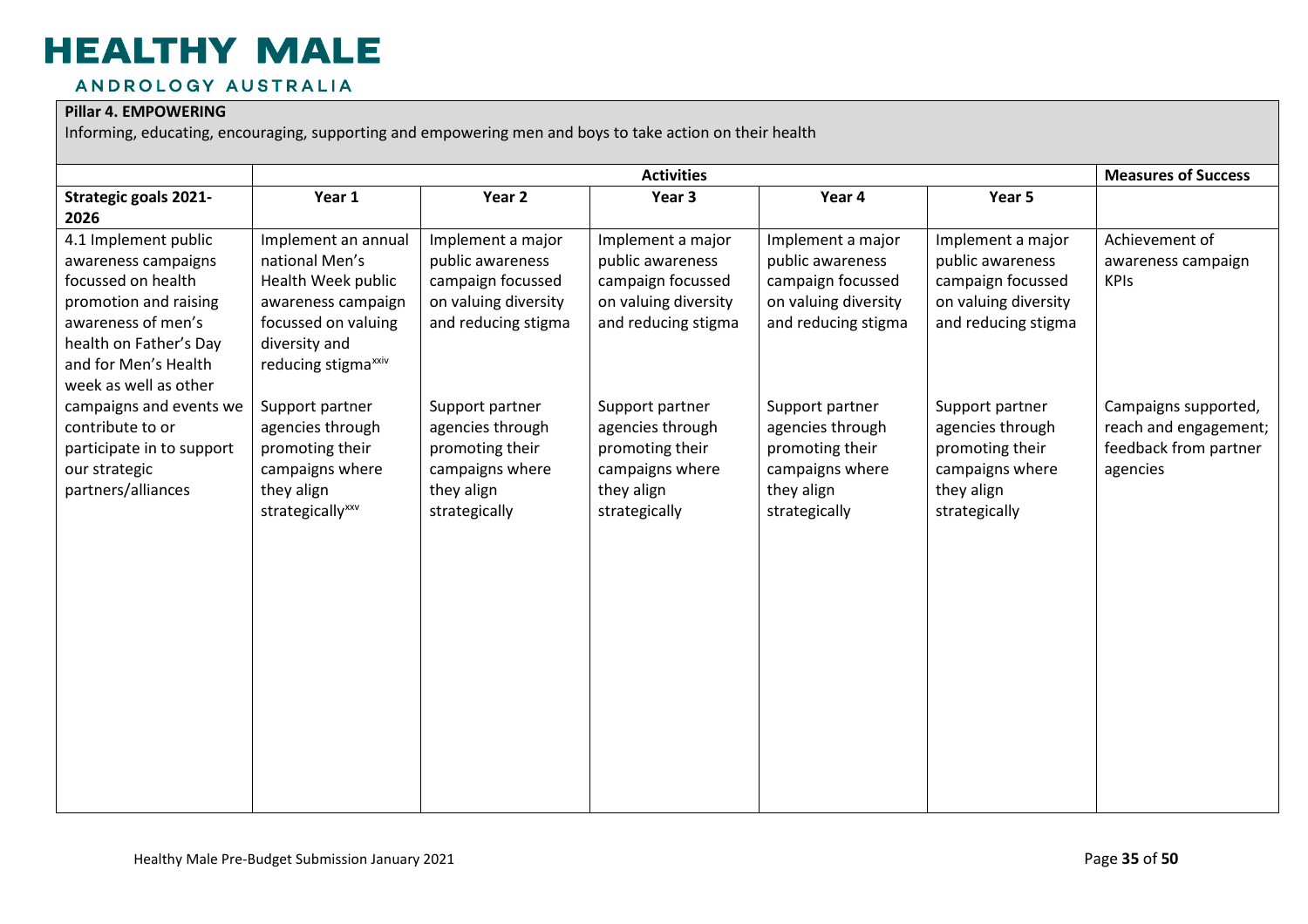**Pillar 4. EMPOWERING**

Informing, educating, encouraging, supporting and empowering men and boys to take action on their health

| | Activities | | | | | Measures of Success |
|---|---|---|---|---|---|---|
| **Strategic goals 2021-2026** | **Year 1** | **Year 2** | **Year 3** | **Year 4** | **Year 5** | |
| 4.1 Implement public awareness campaigns focussed on health promotion and raising awareness of men's health on Father's Day and for Men's Health week as well as other campaigns and events we contribute to or participate in to support our strategic partners/alliances | Implement an annual national Men's Health Week public awareness campaign focussed on valuing diversity and reducing stigma[xxiv] | Implement a major public awareness campaign focussed on valuing diversity and reducing stigma | Implement a major public awareness campaign focussed on valuing diversity and reducing stigma | Implement a major public awareness campaign focussed on valuing diversity and reducing stigma | Implement a major public awareness campaign focussed on valuing diversity and reducing stigma | Achievement of awareness campaign KPIs |
| | Support partner agencies through promoting their campaigns where they align strategically[xxv] | Support partner agencies through promoting their campaigns where they align strategically | Support partner agencies through promoting their campaigns where they align strategically | Support partner agencies through promoting their campaigns where they align strategically | Support partner agencies through promoting their campaigns where they align strategically | Campaigns supported, reach and engagement; feedback from partner agencies |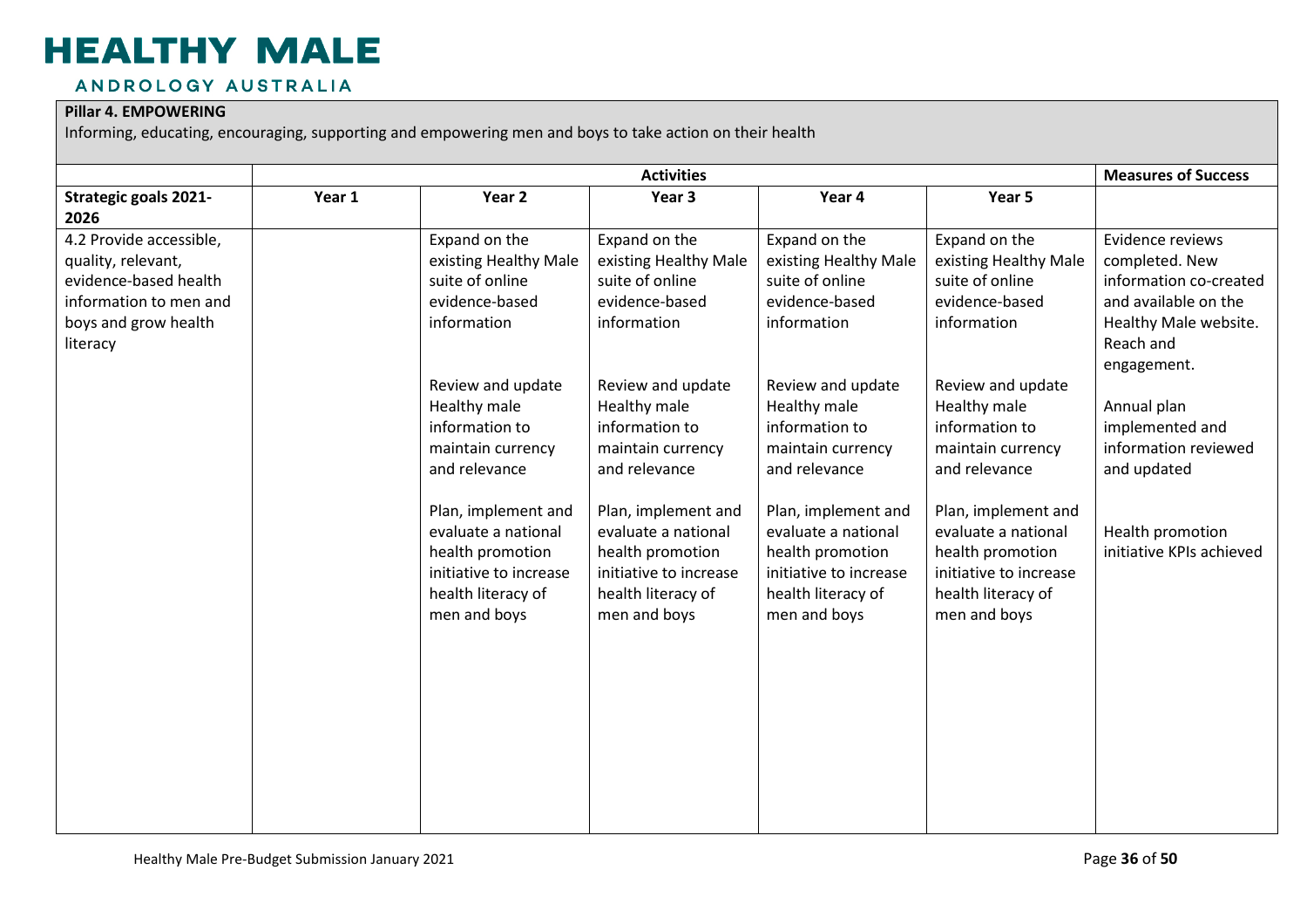**Pillar 4. EMPOWERING**

Informing, educating, encouraging, supporting and empowering men and boys to take action on their health

| | Activities | | | | | Measures of Success |
|---|---|---|---|---|---|---|
| **Strategic goals 2021-2026** | **Year 1** | **Year 2** | **Year 3** | **Year 4** | **Year 5** | |
| 4.2 Provide accessible, quality, relevant, evidence-based health information to men and boys and grow health literacy | | Expand on the existing Healthy Male suite of online evidence-based information | Expand on the existing Healthy Male suite of online evidence-based information | Expand on the existing Healthy Male suite of online evidence-based information | Expand on the existing Healthy Male suite of online evidence-based information | Evidence reviews completed. New information co-created and available on the Healthy Male website. Reach and engagement. |
| | | Review and update Healthy male information to maintain currency and relevance | Review and update Healthy male information to maintain currency and relevance | Review and update Healthy male information to maintain currency and relevance | Review and update Healthy male information to maintain currency and relevance | Annual plan implemented and information reviewed and updated |
| | | Plan, implement and evaluate a national health promotion initiative to increase health literacy of men and boys | Plan, implement and evaluate a national health promotion initiative to increase health literacy of men and boys | Plan, implement and evaluate a national health promotion initiative to increase health literacy of men and boys | Plan, implement and evaluate a national health promotion initiative to increase health literacy of men and boys | Health promotion initiative KPIs achieved |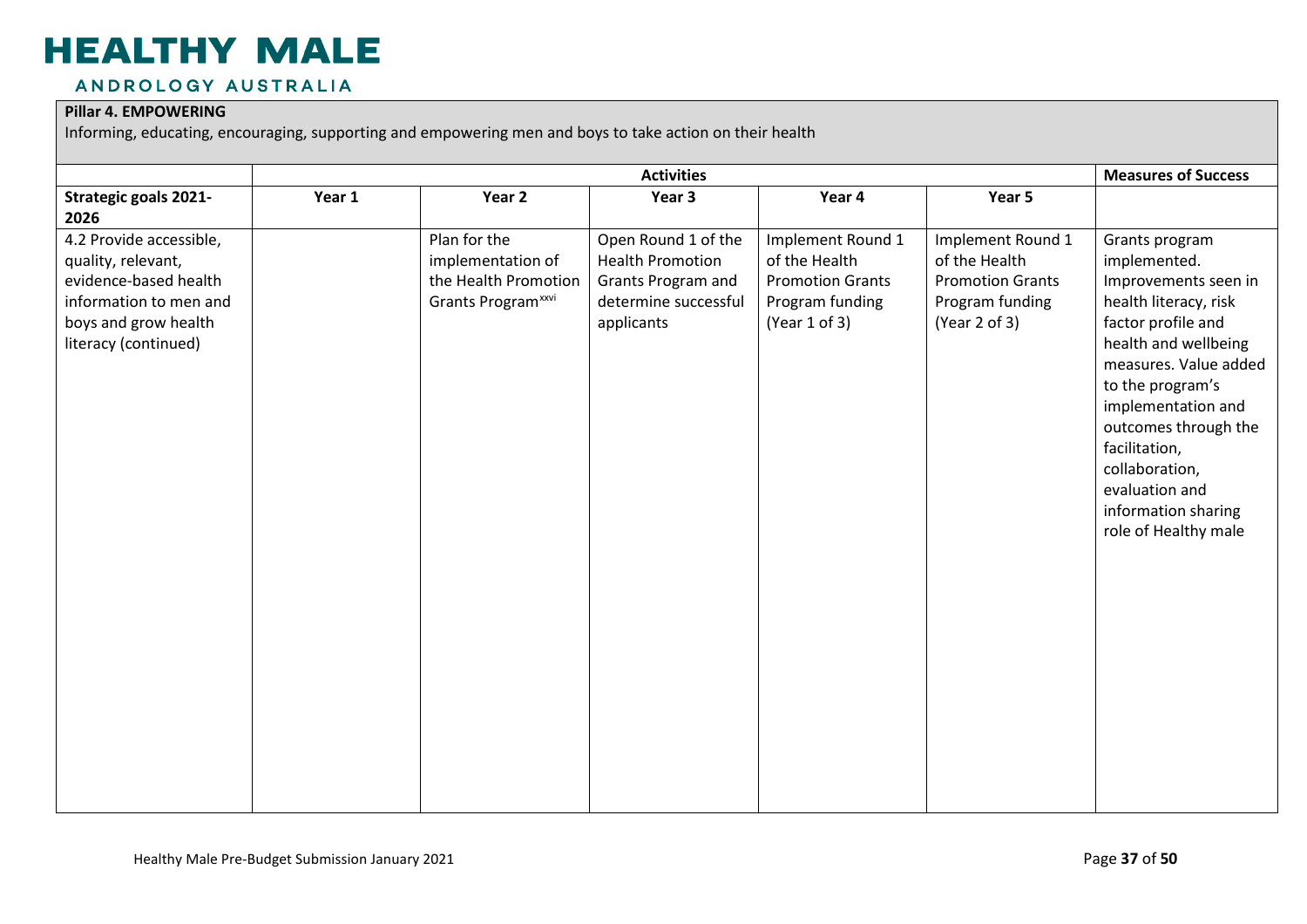**Pillar 4. EMPOWERING**

Informing, educating, encouraging, supporting and empowering men and boys to take action on their health

| | Activities | | | | | Measures of Success |
|---|---|---|---|---|---|---|
| **Strategic goals 2021-2026** | **Year 1** | **Year 2** | **Year 3** | **Year 4** | **Year 5** | |
| 4.2 Provide accessible, quality, relevant, evidence-based health information to men and boys and grow health literacy (continued) | | Plan for the implementation of the Health Promotion Grants Program[xxvi] | Open Round 1 of the Health Promotion Grants Program and determine successful applicants | Implement Round 1 of the Health Promotion Grants Program funding (Year 1 of 3) | Implement Round 1 of the Health Promotion Grants Program funding (Year 2 of 3) | Grants program implemented. Improvements seen in health literacy, risk factor profile and health and wellbeing measures. Value added to the program's implementation and outcomes through the facilitation, collaboration, evaluation and information sharing role of Healthy male |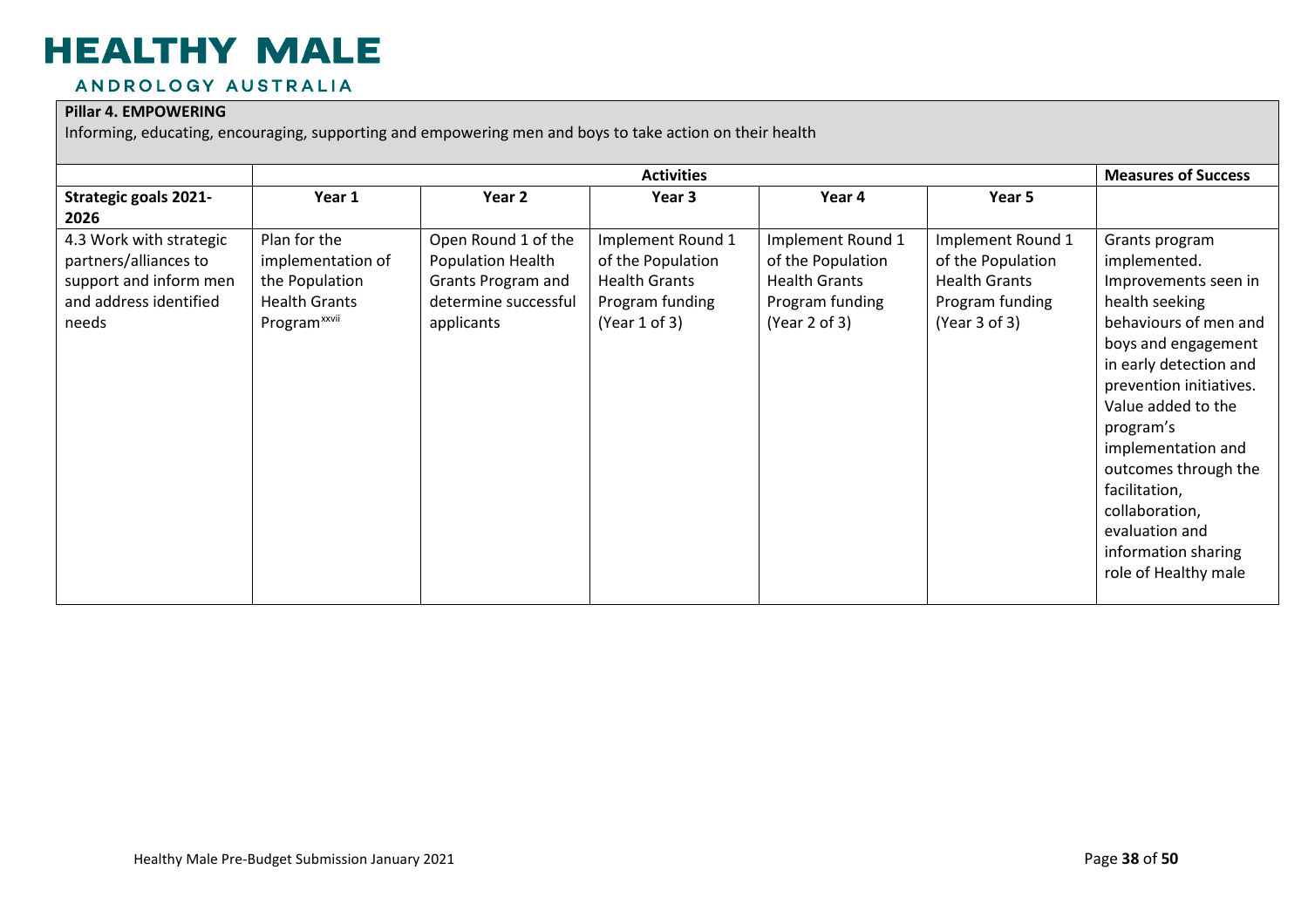**Pillar 4. EMPOWERING**

Informing, educating, encouraging, supporting and empowering men and boys to take action on their health

| | Activities | | | | | Measures of Success |
|---|---|---|---|---|---|---|
| **Strategic goals 2021-2026** | **Year 1** | **Year 2** | **Year 3** | **Year 4** | **Year 5** | |
| 4.3 Work with strategic partners/alliances to support and inform men and address identified needs | Plan for the implementation of the Population Health Grants Program[xxvii] | Open Round 1 of the Population Health Grants Program and determine successful applicants | Implement Round 1 of the Population Health Grants Program funding (Year 1 of 3) | Implement Round 1 of the Population Health Grants Program funding (Year 2 of 3) | Implement Round 1 of the Population Health Grants Program funding (Year 3 of 3) | Grants program implemented. Improvements seen in health seeking behaviours of men and boys and engagement in early detection and prevention initiatives. Value added to the program's implementation and outcomes through the facilitation, collaboration, evaluation and information sharing role of Healthy male |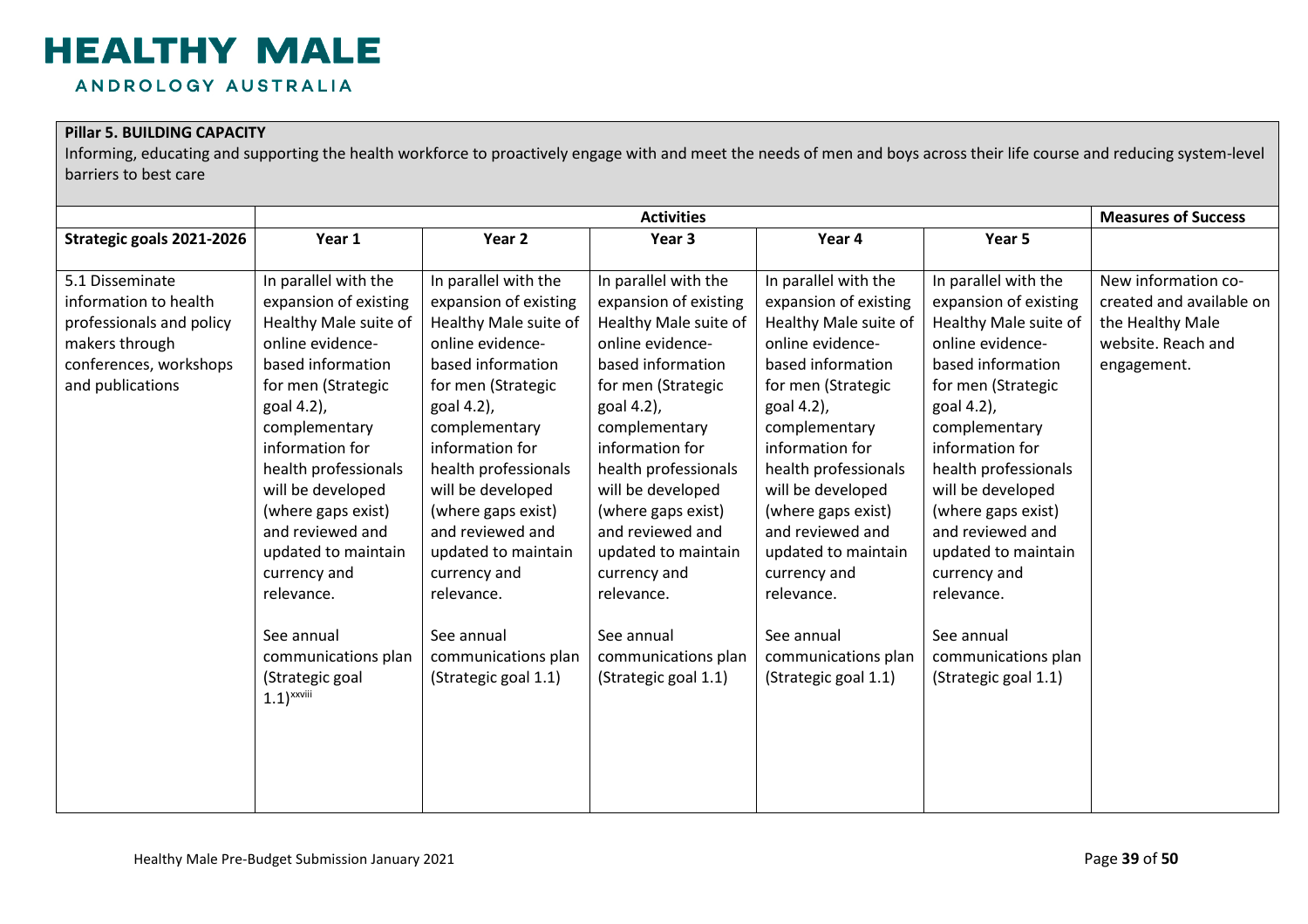**Pillar 5. BUILDING CAPACITY**

Informing, educating and supporting the health workforce to proactively engage with and meet the needs of men and boys across their life course and reducing system-level barriers to best care

| | Activities | | | | | Measures of Success |
|---|---|---|---|---|---|---|
| **Strategic goals 2021-2026** | **Year 1** | **Year 2** | **Year 3** | **Year 4** | **Year 5** | |
| 5.1 Disseminate information to health professionals and policy makers through conferences, workshops and publications | In parallel with the expansion of existing Healthy Male suite of online evidence-based information for men (Strategic goal 4.2), complementary information for health professionals will be developed (where gaps exist) and reviewed and updated to maintain currency and relevance. See annual communications plan (Strategic goal 1.1)[xxviii] | In parallel with the expansion of existing Healthy Male suite of online evidence-based information for men (Strategic goal 4.2), complementary information for health professionals will be developed (where gaps exist) and reviewed and updated to maintain currency and relevance. See annual communications plan (Strategic goal 1.1) | In parallel with the expansion of existing Healthy Male suite of online evidence-based information for men (Strategic goal 4.2), complementary information for health professionals will be developed (where gaps exist) and reviewed and updated to maintain currency and relevance. See annual communications plan (Strategic goal 1.1) | In parallel with the expansion of existing Healthy Male suite of online evidence-based information for men (Strategic goal 4.2), complementary information for health professionals will be developed (where gaps exist) and reviewed and updated to maintain currency and relevance. See annual communications plan (Strategic goal 1.1) | In parallel with the expansion of existing Healthy Male suite of online evidence-based information for men (Strategic goal 4.2), complementary information for health professionals will be developed (where gaps exist) and reviewed and updated to maintain currency and relevance. See annual communications plan (Strategic goal 1.1) | New information co-created and available on the Healthy Male website. Reach and engagement. |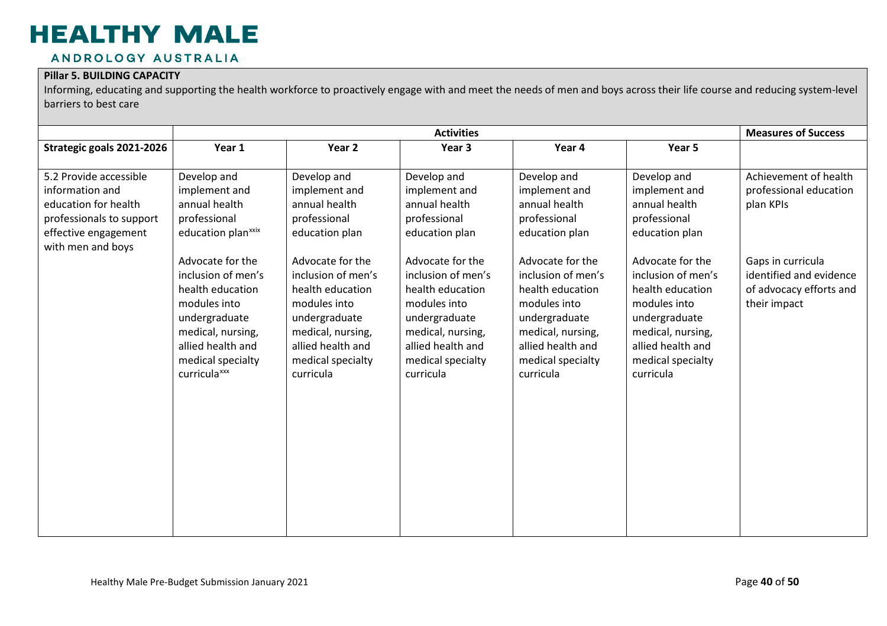**Pillar 5. BUILDING CAPACITY**

Informing, educating and supporting the health workforce to proactively engage with and meet the needs of men and boys across their life course and reducing system-level barriers to best care

| | Activities | | | | | Measures of Success |
|---|---|---|---|---|---|---|
| **Strategic goals 2021-2026** | **Year 1** | **Year 2** | **Year 3** | **Year 4** | **Year 5** | |
| 5.2 Provide accessible information and education for health professionals to support effective engagement with men and boys | Develop and implement and annual health professional education plan[xxix]<br><br>Advocate for the inclusion of men's health education modules into undergraduate medical, nursing, allied health and medical specialty curricula[xxx] | Develop and implement and annual health professional education plan<br><br>Advocate for the inclusion of men's health education modules into undergraduate medical, nursing, allied health and medical specialty curricula | Develop and implement and annual health professional education plan<br><br>Advocate for the inclusion of men's health education modules into undergraduate medical, nursing, allied health and medical specialty curricula | Develop and implement and annual health professional education plan<br><br>Advocate for the inclusion of men's health education modules into undergraduate medical, nursing, allied health and medical specialty curricula | Develop and implement and annual health professional education plan<br><br>Advocate for the inclusion of men's health education modules into undergraduate medical, nursing, allied health and medical specialty curricula | Achievement of health professional education plan KPIs<br><br>Gaps in curricula identified and evidence of advocacy efforts and their impact |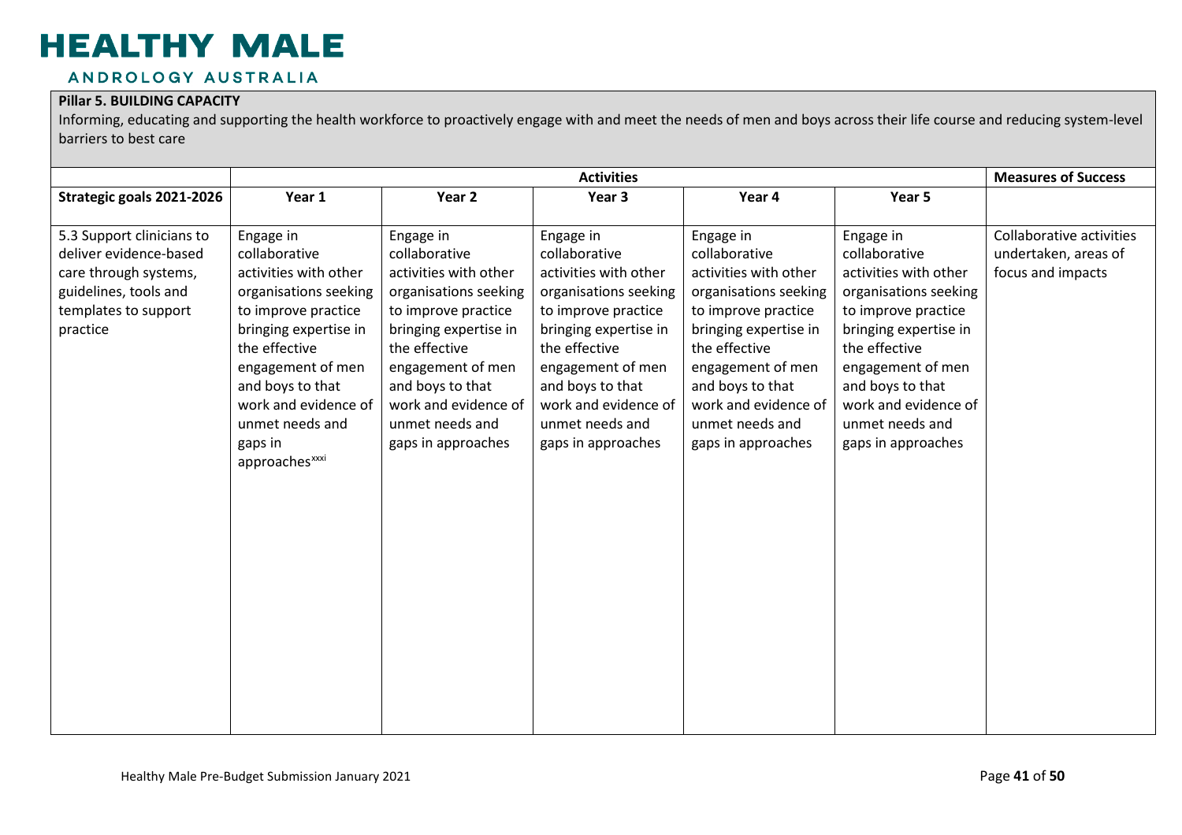**Pillar 5. BUILDING CAPACITY**

Informing, educating and supporting the health workforce to proactively engage with and meet the needs of men and boys across their life course and reducing system-level barriers to best care

| | Activities | | | | | Measures of Success |
|---|---|---|---|---|---|---|
| **Strategic goals 2021-2026** | **Year 1** | **Year 2** | **Year 3** | **Year 4** | **Year 5** | |
| 5.3 Support clinicians to deliver evidence-based care through systems, guidelines, tools and templates to support practice | Engage in collaborative activities with other organisations seeking to improve practice bringing expertise in the effective engagement of men and boys to that work and evidence of unmet needs and gaps in approaches[xxxi] | Engage in collaborative activities with other organisations seeking to improve practice bringing expertise in the effective engagement of men and boys to that work and evidence of unmet needs and gaps in approaches | Engage in collaborative activities with other organisations seeking to improve practice bringing expertise in the effective engagement of men and boys to that work and evidence of unmet needs and gaps in approaches | Engage in collaborative activities with other organisations seeking to improve practice bringing expertise in the effective engagement of men and boys to that work and evidence of unmet needs and gaps in approaches | Engage in collaborative activities with other organisations seeking to improve practice bringing expertise in the effective engagement of men and boys to that work and evidence of unmet needs and gaps in approaches | Collaborative activities undertaken, areas of focus and impacts |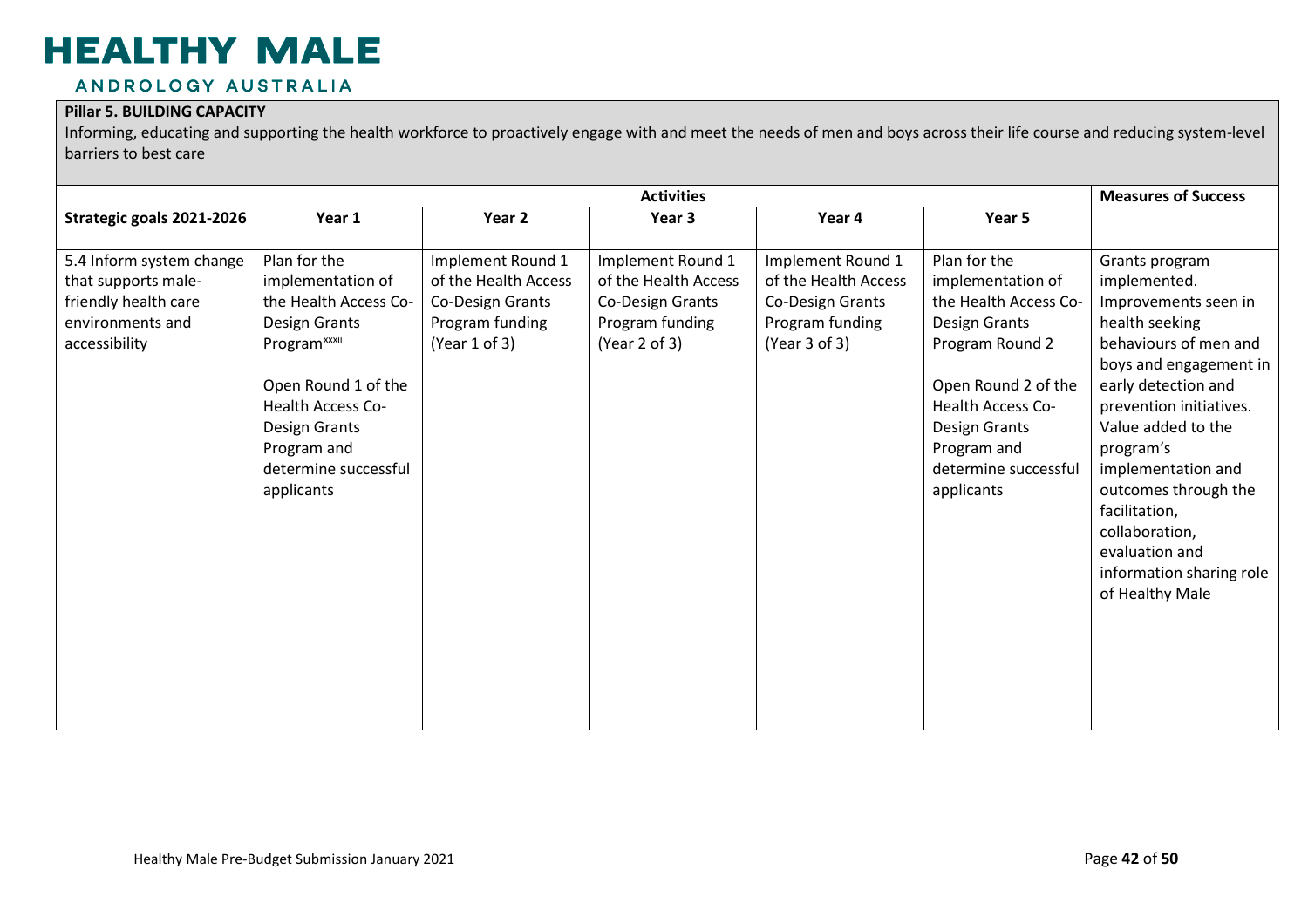**Pillar 5. BUILDING CAPACITY**

Informing, educating and supporting the health workforce to proactively engage with and meet the needs of men and boys across their life course and reducing system-level barriers to best care

| | Activities | | | | | Measures of Success |
|---|---|---|---|---|---|---|
| **Strategic goals 2021-2026** | **Year 1** | **Year 2** | **Year 3** | **Year 4** | **Year 5** | |
| 5.4 Inform system change that supports male-friendly health care environments and accessibility | Plan for the implementation of the Health Access Co-Design Grants Program[xxxii]<br><br>Open Round 1 of the Health Access Co-Design Grants Program and determine successful applicants | Implement Round 1 of the Health Access Co-Design Grants Program funding (Year 1 of 3) | Implement Round 1 of the Health Access Co-Design Grants Program funding (Year 2 of 3) | Implement Round 1 of the Health Access Co-Design Grants Program funding (Year 3 of 3) | Plan for the implementation of the Health Access Co-Design Grants Program Round 2<br><br>Open Round 2 of the Health Access Co-Design Grants Program and determine successful applicants | Grants program implemented. Improvements seen in health seeking behaviours of men and boys and engagement in early detection and prevention initiatives. Value added to the program's implementation and outcomes through the facilitation, collaboration, evaluation and information sharing role of Healthy Male |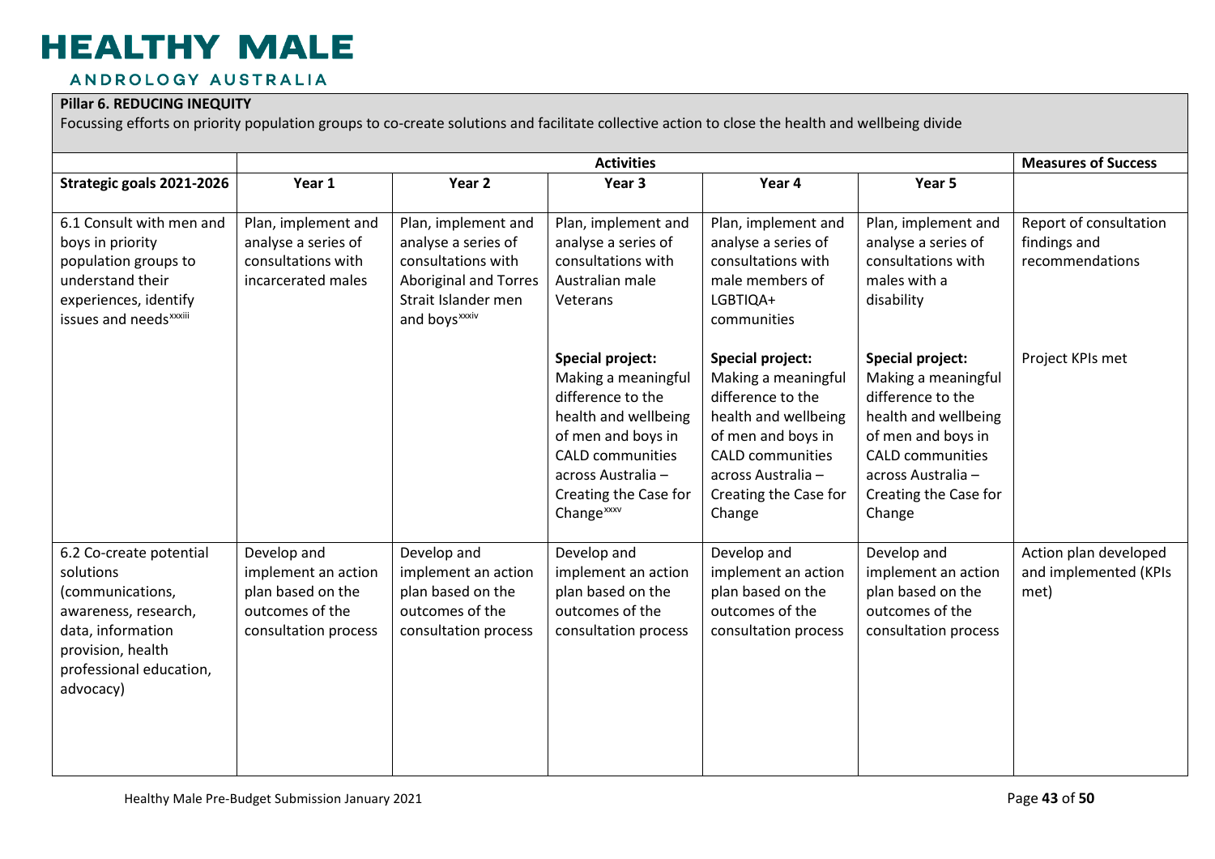**Pillar 6. REDUCING INEQUITY**

Focussing efforts on priority population groups to co-create solutions and facilitate collective action to close the health and wellbeing divide

| | Activities | | | | | Measures of Success |
|---|---|---|---|---|---|---|
| **Strategic goals 2021-2026** | **Year 1** | **Year 2** | **Year 3** | **Year 4** | **Year 5** | |
| 6.1 Consult with men and boys in priority population groups to understand their experiences, identify issues and needs[xxxiii] | Plan, implement and analyse a series of consultations with incarcerated males | Plan, implement and analyse a series of consultations with Aboriginal and Torres Strait Islander men and boys[xxxiv] | Plan, implement and analyse a series of consultations with Australian male Veterans | Plan, implement and analyse a series of consultations with male members of LGBTIQA+ communities | Plan, implement and analyse a series of consultations with males with a disability | Report of consultation findings and recommendations |
| | | | **Special project:** Making a meaningful difference to the health and wellbeing of men and boys in CALD communities across Australia – Creating the Case for Change[xxxv] | **Special project:** Making a meaningful difference to the health and wellbeing of men and boys in CALD communities across Australia – Creating the Case for Change | **Special project:** Making a meaningful difference to the health and wellbeing of men and boys in CALD communities across Australia – Creating the Case for Change | Project KPIs met |
| 6.2 Co-create potential solutions (communications, awareness, research, data, information provision, health professional education, advocacy) | Develop and implement an action plan based on the outcomes of the consultation process | Develop and implement an action plan based on the outcomes of the consultation process | Develop and implement an action plan based on the outcomes of the consultation process | Develop and implement an action plan based on the outcomes of the consultation process | Develop and implement an action plan based on the outcomes of the consultation process | Action plan developed and implemented (KPIs met) |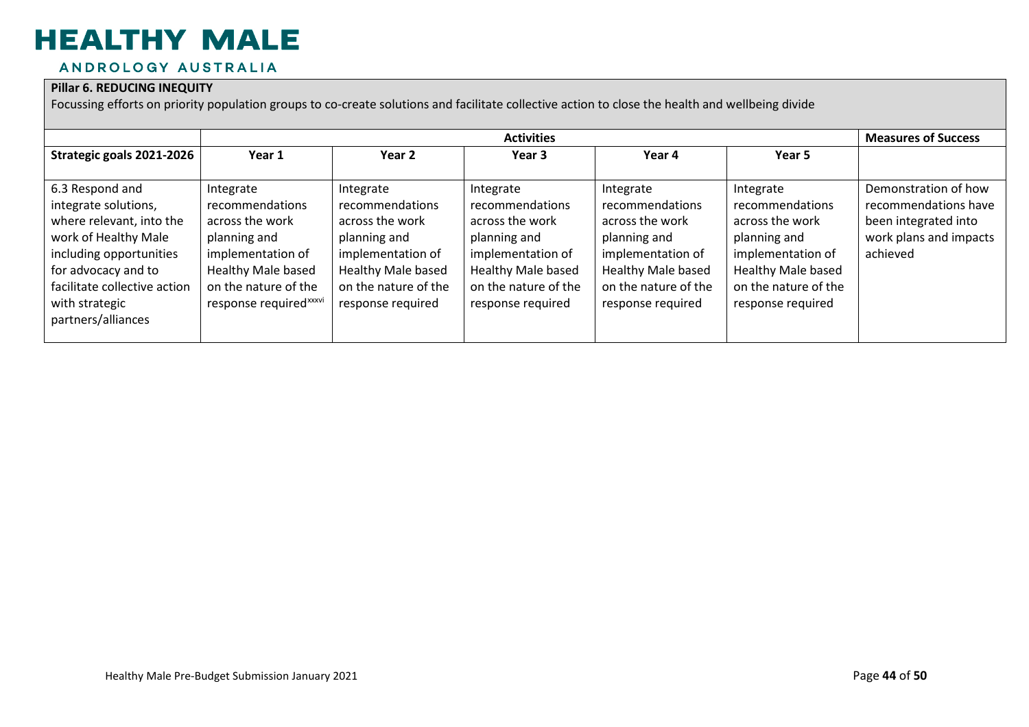**Pillar 6. REDUCING INEQUITY**

Focussing efforts on priority population groups to co-create solutions and facilitate collective action to close the health and wellbeing divide

| | Activities | | | | | Measures of Success |
|---|---|---|---|---|---|---|
| **Strategic goals 2021-2026** | **Year 1** | **Year 2** | **Year 3** | **Year 4** | **Year 5** | |
| 6.3 Respond and integrate solutions, where relevant, into the work of Healthy Male including opportunities for advocacy and to facilitate collective action with strategic partners/alliances | Integrate recommendations across the work planning and implementation of Healthy Male based on the nature of the response required[xxxvi] | Integrate recommendations across the work planning and implementation of Healthy Male based on the nature of the response required | Integrate recommendations across the work planning and implementation of Healthy Male based on the nature of the response required | Integrate recommendations across the work planning and implementation of Healthy Male based on the nature of the response required | Integrate recommendations across the work planning and implementation of Healthy Male based on the nature of the response required | Demonstration of how recommendations have been integrated into work plans and impacts achieved |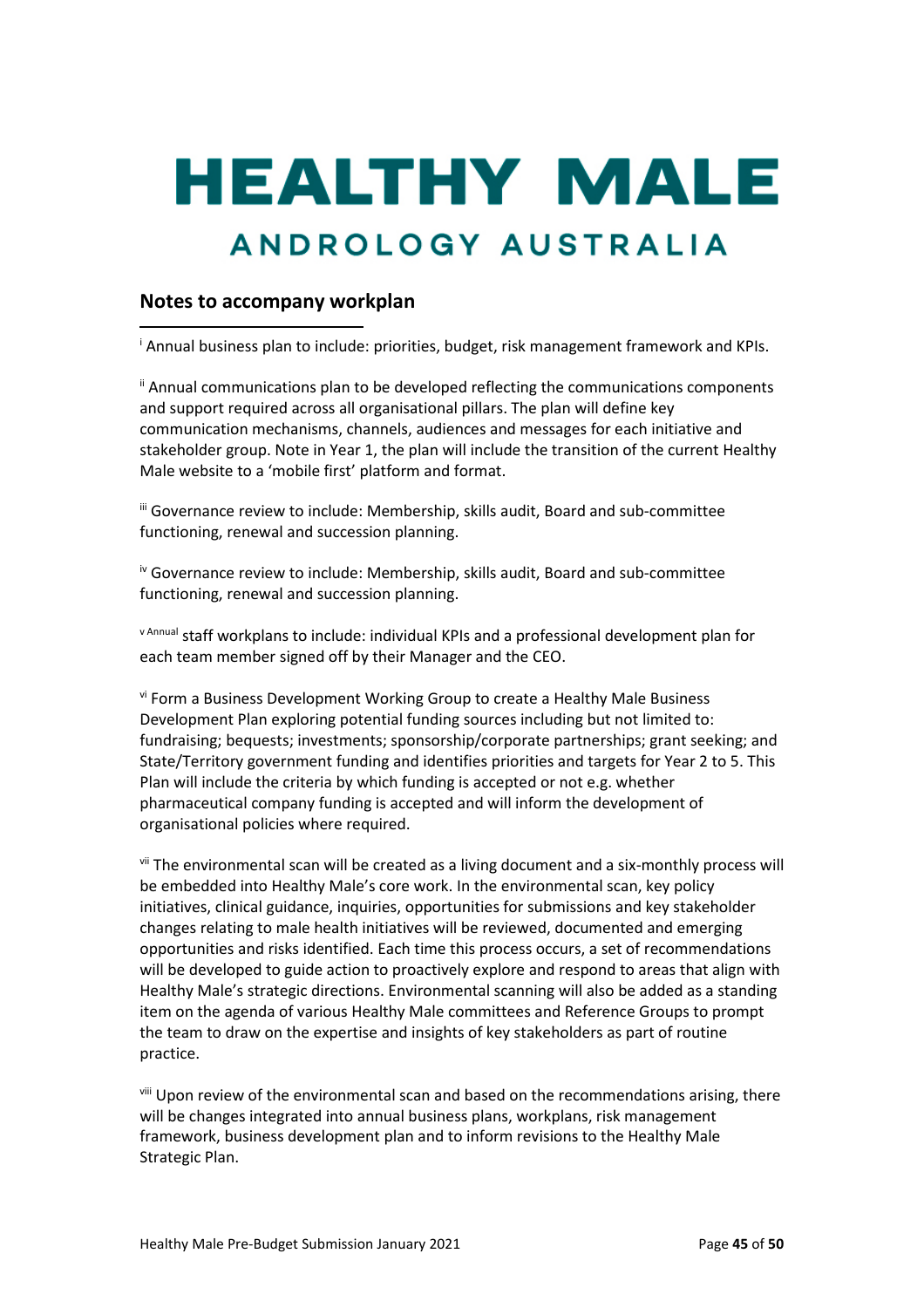# HEALTHY MALE

## ANDROLOGY AUSTRALIA

### Notes to accompany workplan

[i] Annual business plan to include: priorities, budget, risk management framework and KPIs.

[ii] Annual communications plan to be developed reflecting the communications components and support required across all organisational pillars. The plan will define key communication mechanisms, channels, audiences and messages for each initiative and stakeholder group. Note in Year 1, the plan will include the transition of the current Healthy Male website to a 'mobile first' platform and format.

[iii] Governance review to include: Membership, skills audit, Board and sub-committee functioning, renewal and succession planning.

[iv] Governance review to include: Membership, skills audit, Board and sub-committee functioning, renewal and succession planning.

[v] Annual staff workplans to include: individual KPIs and a professional development plan for each team member signed off by their Manager and the CEO.

[vi] Form a Business Development Working Group to create a Healthy Male Business Development Plan exploring potential funding sources including but not limited to: fundraising; bequests; investments; sponsorship/corporate partnerships; grant seeking; and State/Territory government funding and identifies priorities and targets for Year 2 to 5. This Plan will include the criteria by which funding is accepted or not e.g. whether pharmaceutical company funding is accepted and will inform the development of organisational policies where required.

[vii] The environmental scan will be created as a living document and a six-monthly process will be embedded into Healthy Male's core work. In the environmental scan, key policy initiatives, clinical guidance, inquiries, opportunities for submissions and key stakeholder changes relating to male health initiatives will be reviewed, documented and emerging opportunities and risks identified. Each time this process occurs, a set of recommendations will be developed to guide action to proactively explore and respond to areas that align with Healthy Male's strategic directions. Environmental scanning will also be added as a standing item on the agenda of various Healthy Male committees and Reference Groups to prompt the team to draw on the expertise and insights of key stakeholders as part of routine practice.

[viii] Upon review of the environmental scan and based on the recommendations arising, there will be changes integrated into annual business plans, workplans, risk management framework, business development plan and to inform revisions to the Healthy Male Strategic Plan.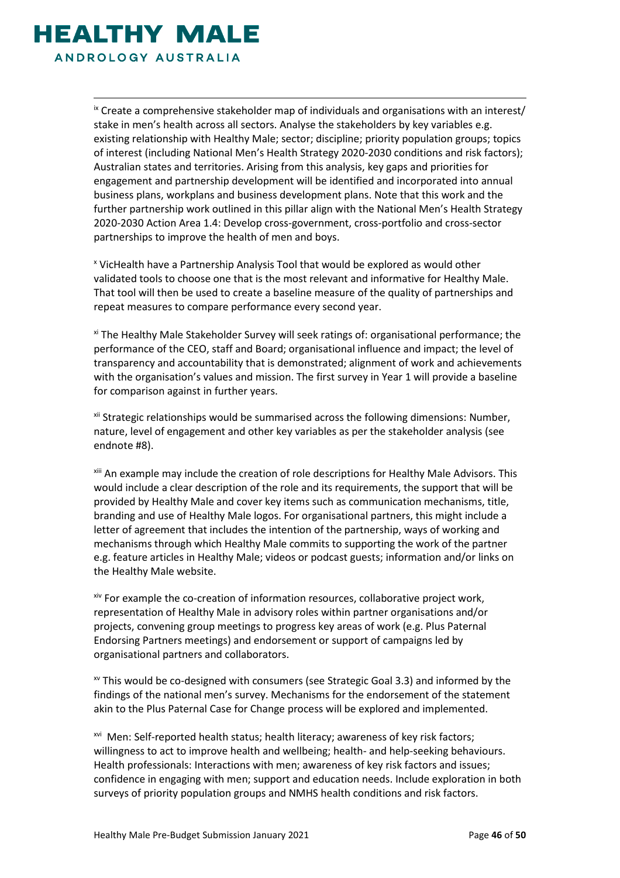[ix] Create a comprehensive stakeholder map of individuals and organisations with an interest/ stake in men's health across all sectors. Analyse the stakeholders by key variables e.g. existing relationship with Healthy Male; sector; discipline; priority population groups; topics of interest (including National Men's Health Strategy 2020-2030 conditions and risk factors); Australian states and territories. Arising from this analysis, key gaps and priorities for engagement and partnership development will be identified and incorporated into annual business plans, workplans and business development plans. Note that this work and the further partnership work outlined in this pillar align with the National Men's Health Strategy 2020-2030 Action Area 1.4: Develop cross-government, cross-portfolio and cross-sector partnerships to improve the health of men and boys.

[x] VicHealth have a Partnership Analysis Tool that would be explored as would other validated tools to choose one that is the most relevant and informative for Healthy Male. That tool will then be used to create a baseline measure of the quality of partnerships and repeat measures to compare performance every second year.

[xi] The Healthy Male Stakeholder Survey will seek ratings of: organisational performance; the performance of the CEO, staff and Board; organisational influence and impact; the level of transparency and accountability that is demonstrated; alignment of work and achievements with the organisation's values and mission. The first survey in Year 1 will provide a baseline for comparison against in further years.

[xii] Strategic relationships would be summarised across the following dimensions: Number, nature, level of engagement and other key variables as per the stakeholder analysis (see endnote #8).

[xiii] An example may include the creation of role descriptions for Healthy Male Advisors. This would include a clear description of the role and its requirements, the support that will be provided by Healthy Male and cover key items such as communication mechanisms, title, branding and use of Healthy Male logos. For organisational partners, this might include a letter of agreement that includes the intention of the partnership, ways of working and mechanisms through which Healthy Male commits to supporting the work of the partner e.g. feature articles in Healthy Male; videos or podcast guests; information and/or links on the Healthy Male website.

[xiv] For example the co-creation of information resources, collaborative project work, representation of Healthy Male in advisory roles within partner organisations and/or projects, convening group meetings to progress key areas of work (e.g. Plus Paternal Endorsing Partners meetings) and endorsement or support of campaigns led by organisational partners and collaborators.

[xv] This would be co-designed with consumers (see Strategic Goal 3.3) and informed by the findings of the national men's survey. Mechanisms for the endorsement of the statement akin to the Plus Paternal Case for Change process will be explored and implemented.

[xvi] Men: Self-reported health status; health literacy; awareness of key risk factors; willingness to act to improve health and wellbeing; health- and help-seeking behaviours. Health professionals: Interactions with men; awareness of key risk factors and issues; confidence in engaging with men; support and education needs. Include exploration in both surveys of priority population groups and NMHS health conditions and risk factors.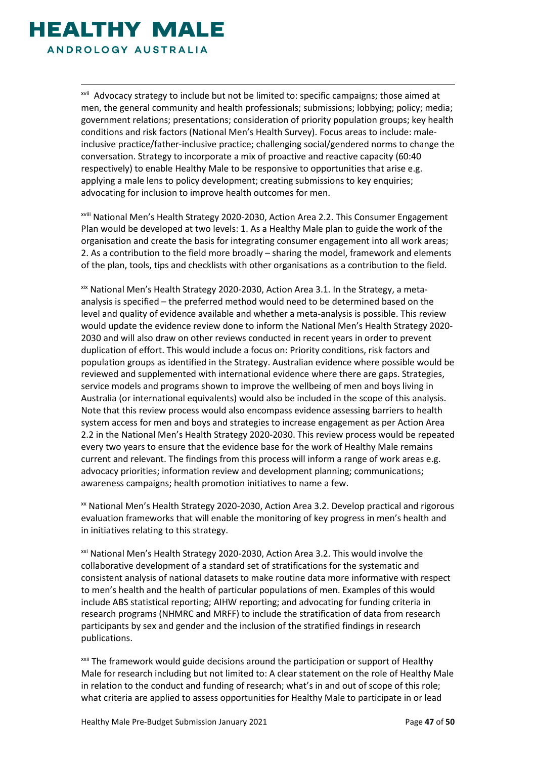[xvii] Advocacy strategy to include but not be limited to: specific campaigns; those aimed at men, the general community and health professionals; submissions; lobbying; policy; media; government relations; presentations; consideration of priority population groups; key health conditions and risk factors (National Men's Health Survey). Focus areas to include: male-inclusive practice/father-inclusive practice; challenging social/gendered norms to change the conversation. Strategy to incorporate a mix of proactive and reactive capacity (60:40 respectively) to enable Healthy Male to be responsive to opportunities that arise e.g. applying a male lens to policy development; creating submissions to key enquiries; advocating for inclusion to improve health outcomes for men.

[xviii] National Men's Health Strategy 2020-2030, Action Area 2.2. This Consumer Engagement Plan would be developed at two levels: 1. As a Healthy Male plan to guide the work of the organisation and create the basis for integrating consumer engagement into all work areas; 2. As a contribution to the field more broadly – sharing the model, framework and elements of the plan, tools, tips and checklists with other organisations as a contribution to the field.

[xix] National Men's Health Strategy 2020-2030, Action Area 3.1. In the Strategy, a meta-analysis is specified – the preferred method would need to be determined based on the level and quality of evidence available and whether a meta-analysis is possible. This review would update the evidence review done to inform the National Men's Health Strategy 2020-2030 and will also draw on other reviews conducted in recent years in order to prevent duplication of effort. This would include a focus on: Priority conditions, risk factors and population groups as identified in the Strategy. Australian evidence where possible would be reviewed and supplemented with international evidence where there are gaps. Strategies, service models and programs shown to improve the wellbeing of men and boys living in Australia (or international equivalents) would also be included in the scope of this analysis. Note that this review process would also encompass evidence assessing barriers to health system access for men and boys and strategies to increase engagement as per Action Area 2.2 in the National Men's Health Strategy 2020-2030. This review process would be repeated every two years to ensure that the evidence base for the work of Healthy Male remains current and relevant. The findings from this process will inform a range of work areas e.g. advocacy priorities; information review and development planning; communications; awareness campaigns; health promotion initiatives to name a few.

[xx] National Men's Health Strategy 2020-2030, Action Area 3.2. Develop practical and rigorous evaluation frameworks that will enable the monitoring of key progress in men's health and in initiatives relating to this strategy.

[xxi] National Men's Health Strategy 2020-2030, Action Area 3.2. This would involve the collaborative development of a standard set of stratifications for the systematic and consistent analysis of national datasets to make routine data more informative with respect to men's health and the health of particular populations of men. Examples of this would include ABS statistical reporting; AIHW reporting; and advocating for funding criteria in research programs (NHMRC and MRFF) to include the stratification of data from research participants by sex and gender and the inclusion of the stratified findings in research publications.

[xxii] The framework would guide decisions around the participation or support of Healthy Male for research including but not limited to: A clear statement on the role of Healthy Male in relation to the conduct and funding of research; what's in and out of scope of this role; what criteria are applied to assess opportunities for Healthy Male to participate in or lead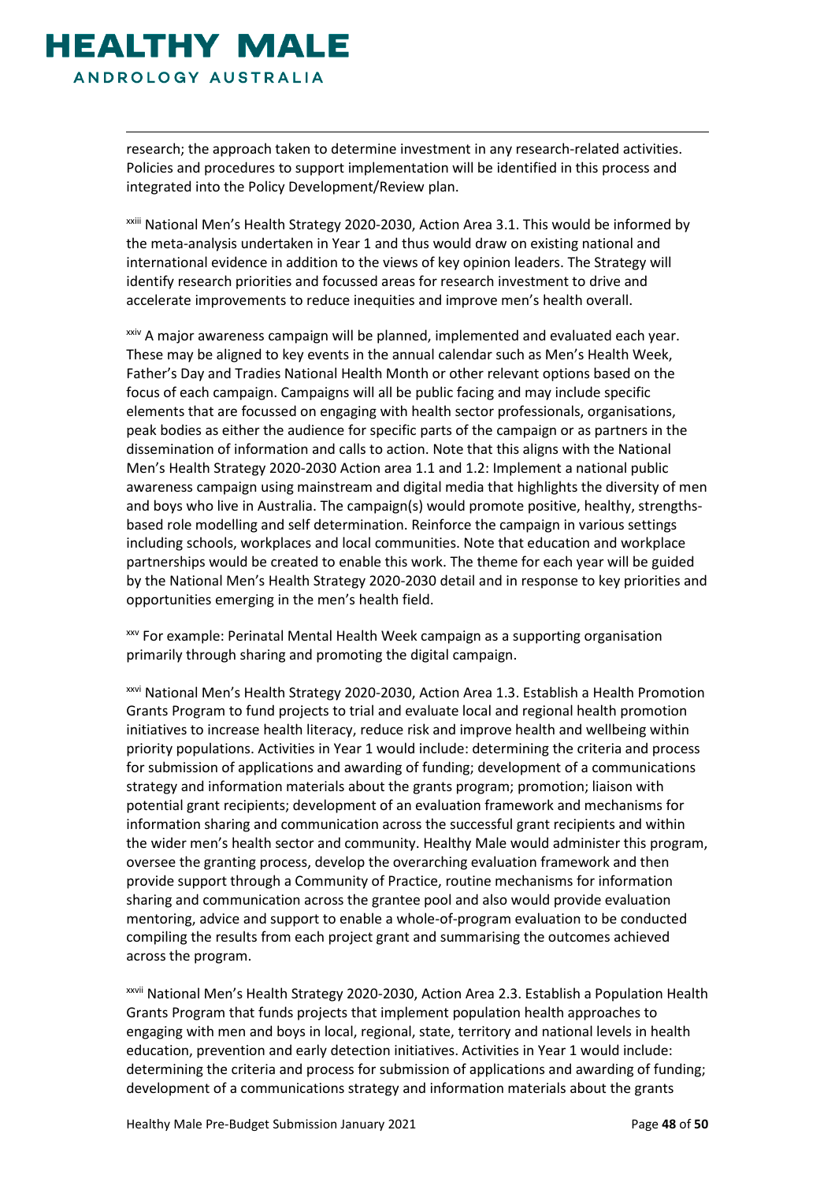research; the approach taken to determine investment in any research-related activities. Policies and procedures to support implementation will be identified in this process and integrated into the Policy Development/Review plan.

[xxiii] National Men's Health Strategy 2020-2030, Action Area 3.1. This would be informed by the meta-analysis undertaken in Year 1 and thus would draw on existing national and international evidence in addition to the views of key opinion leaders. The Strategy will identify research priorities and focussed areas for research investment to drive and accelerate improvements to reduce inequities and improve men's health overall.

[xxiv] A major awareness campaign will be planned, implemented and evaluated each year. These may be aligned to key events in the annual calendar such as Men's Health Week, Father's Day and Tradies National Health Month or other relevant options based on the focus of each campaign. Campaigns will all be public facing and may include specific elements that are focussed on engaging with health sector professionals, organisations, peak bodies as either the audience for specific parts of the campaign or as partners in the dissemination of information and calls to action. Note that this aligns with the National Men's Health Strategy 2020-2030 Action area 1.1 and 1.2: Implement a national public awareness campaign using mainstream and digital media that highlights the diversity of men and boys who live in Australia. The campaign(s) would promote positive, healthy, strengths-based role modelling and self determination. Reinforce the campaign in various settings including schools, workplaces and local communities. Note that education and workplace partnerships would be created to enable this work. The theme for each year will be guided by the National Men's Health Strategy 2020-2030 detail and in response to key priorities and opportunities emerging in the men's health field.

[xxv] For example: Perinatal Mental Health Week campaign as a supporting organisation primarily through sharing and promoting the digital campaign.

[xxvi] National Men's Health Strategy 2020-2030, Action Area 1.3. Establish a Health Promotion Grants Program to fund projects to trial and evaluate local and regional health promotion initiatives to increase health literacy, reduce risk and improve health and wellbeing within priority populations. Activities in Year 1 would include: determining the criteria and process for submission of applications and awarding of funding; development of a communications strategy and information materials about the grants program; promotion; liaison with potential grant recipients; development of an evaluation framework and mechanisms for information sharing and communication across the successful grant recipients and within the wider men's health sector and community. Healthy Male would administer this program, oversee the granting process, develop the overarching evaluation framework and then provide support through a Community of Practice, routine mechanisms for information sharing and communication across the grantee pool and also would provide evaluation mentoring, advice and support to enable a whole-of-program evaluation to be conducted compiling the results from each project grant and summarising the outcomes achieved across the program.

[xxvii] National Men's Health Strategy 2020-2030, Action Area 2.3. Establish a Population Health Grants Program that funds projects that implement population health approaches to engaging with men and boys in local, regional, state, territory and national levels in health education, prevention and early detection initiatives. Activities in Year 1 would include: determining the criteria and process for submission of applications and awarding of funding; development of a communications strategy and information materials about the grants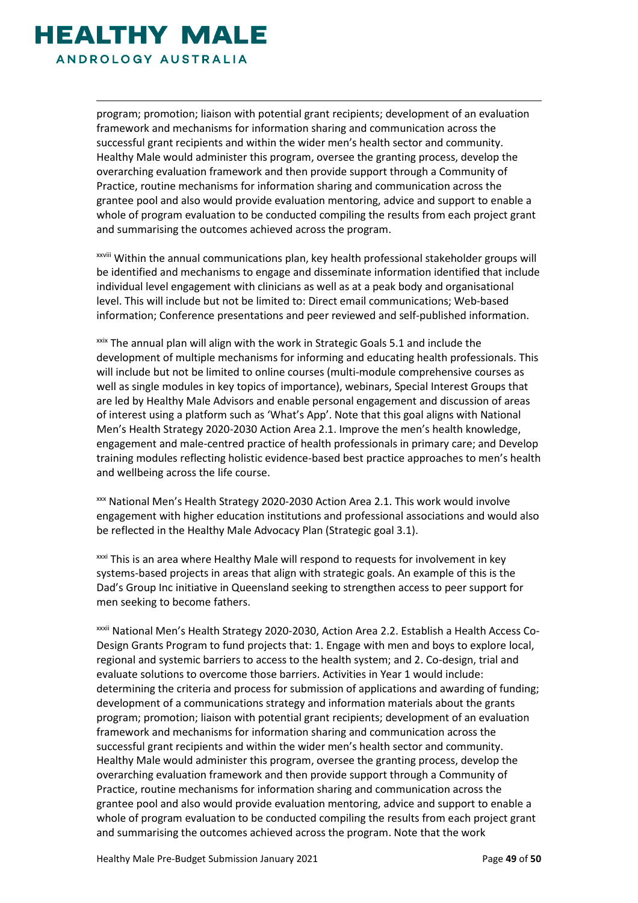program; promotion; liaison with potential grant recipients; development of an evaluation framework and mechanisms for information sharing and communication across the successful grant recipients and within the wider men's health sector and community. Healthy Male would administer this program, oversee the granting process, develop the overarching evaluation framework and then provide support through a Community of Practice, routine mechanisms for information sharing and communication across the grantee pool and also would provide evaluation mentoring, advice and support to enable a whole of program evaluation to be conducted compiling the results from each project grant and summarising the outcomes achieved across the program.

[xxviii] Within the annual communications plan, key health professional stakeholder groups will be identified and mechanisms to engage and disseminate information identified that include individual level engagement with clinicians as well as at a peak body and organisational level. This will include but not be limited to: Direct email communications; Web-based information; Conference presentations and peer reviewed and self-published information.

[xxix] The annual plan will align with the work in Strategic Goals 5.1 and include the development of multiple mechanisms for informing and educating health professionals. This will include but not be limited to online courses (multi-module comprehensive courses as well as single modules in key topics of importance), webinars, Special Interest Groups that are led by Healthy Male Advisors and enable personal engagement and discussion of areas of interest using a platform such as 'What's App'. Note that this goal aligns with National Men's Health Strategy 2020-2030 Action Area 2.1. Improve the men's health knowledge, engagement and male-centred practice of health professionals in primary care; and Develop training modules reflecting holistic evidence-based best practice approaches to men's health and wellbeing across the life course.

[xxx] National Men's Health Strategy 2020-2030 Action Area 2.1. This work would involve engagement with higher education institutions and professional associations and would also be reflected in the Healthy Male Advocacy Plan (Strategic goal 3.1).

[xxxi] This is an area where Healthy Male will respond to requests for involvement in key systems-based projects in areas that align with strategic goals. An example of this is the Dad's Group Inc initiative in Queensland seeking to strengthen access to peer support for men seeking to become fathers.

[xxxii] National Men's Health Strategy 2020-2030, Action Area 2.2. Establish a Health Access Co-Design Grants Program to fund projects that: 1. Engage with men and boys to explore local, regional and systemic barriers to access to the health system; and 2. Co-design, trial and evaluate solutions to overcome those barriers. Activities in Year 1 would include: determining the criteria and process for submission of applications and awarding of funding; development of a communications strategy and information materials about the grants program; promotion; liaison with potential grant recipients; development of an evaluation framework and mechanisms for information sharing and communication across the successful grant recipients and within the wider men's health sector and community. Healthy Male would administer this program, oversee the granting process, develop the overarching evaluation framework and then provide support through a Community of Practice, routine mechanisms for information sharing and communication across the grantee pool and also would provide evaluation mentoring, advice and support to enable a whole of program evaluation to be conducted compiling the results from each project grant and summarising the outcomes achieved across the program. Note that the work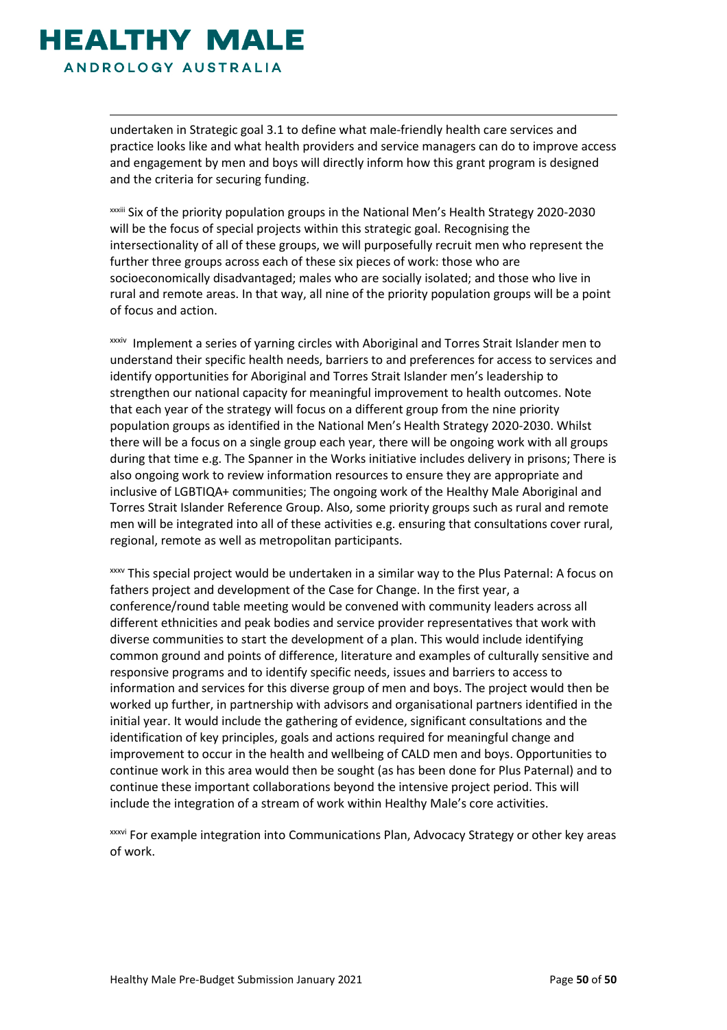undertaken in Strategic goal 3.1 to define what male-friendly health care services and practice looks like and what health providers and service managers can do to improve access and engagement by men and boys will directly inform how this grant program is designed and the criteria for securing funding.

[xxxiii] Six of the priority population groups in the National Men's Health Strategy 2020-2030 will be the focus of special projects within this strategic goal. Recognising the intersectionality of all of these groups, we will purposefully recruit men who represent the further three groups across each of these six pieces of work: those who are socioeconomically disadvantaged; males who are socially isolated; and those who live in rural and remote areas. In that way, all nine of the priority population groups will be a point of focus and action.

[xxxiv] Implement a series of yarning circles with Aboriginal and Torres Strait Islander men to understand their specific health needs, barriers to and preferences for access to services and identify opportunities for Aboriginal and Torres Strait Islander men's leadership to strengthen our national capacity for meaningful improvement to health outcomes. Note that each year of the strategy will focus on a different group from the nine priority population groups as identified in the National Men's Health Strategy 2020-2030. Whilst there will be a focus on a single group each year, there will be ongoing work with all groups during that time e.g. The Spanner in the Works initiative includes delivery in prisons; There is also ongoing work to review information resources to ensure they are appropriate and inclusive of LGBTIQA+ communities; The ongoing work of the Healthy Male Aboriginal and Torres Strait Islander Reference Group. Also, some priority groups such as rural and remote men will be integrated into all of these activities e.g. ensuring that consultations cover rural, regional, remote as well as metropolitan participants.

[xxxv] This special project would be undertaken in a similar way to the Plus Paternal: A focus on fathers project and development of the Case for Change. In the first year, a conference/round table meeting would be convened with community leaders across all different ethnicities and peak bodies and service provider representatives that work with diverse communities to start the development of a plan. This would include identifying common ground and points of difference, literature and examples of culturally sensitive and responsive programs and to identify specific needs, issues and barriers to access to information and services for this diverse group of men and boys. The project would then be worked up further, in partnership with advisors and organisational partners identified in the initial year. It would include the gathering of evidence, significant consultations and the identification of key principles, goals and actions required for meaningful change and improvement to occur in the health and wellbeing of CALD men and boys. Opportunities to continue work in this area would then be sought (as has been done for Plus Paternal) and to continue these important collaborations beyond the intensive project period. This will include the integration of a stream of work within Healthy Male's core activities.

[xxxvi] For example integration into Communications Plan, Advocacy Strategy or other key areas of work.